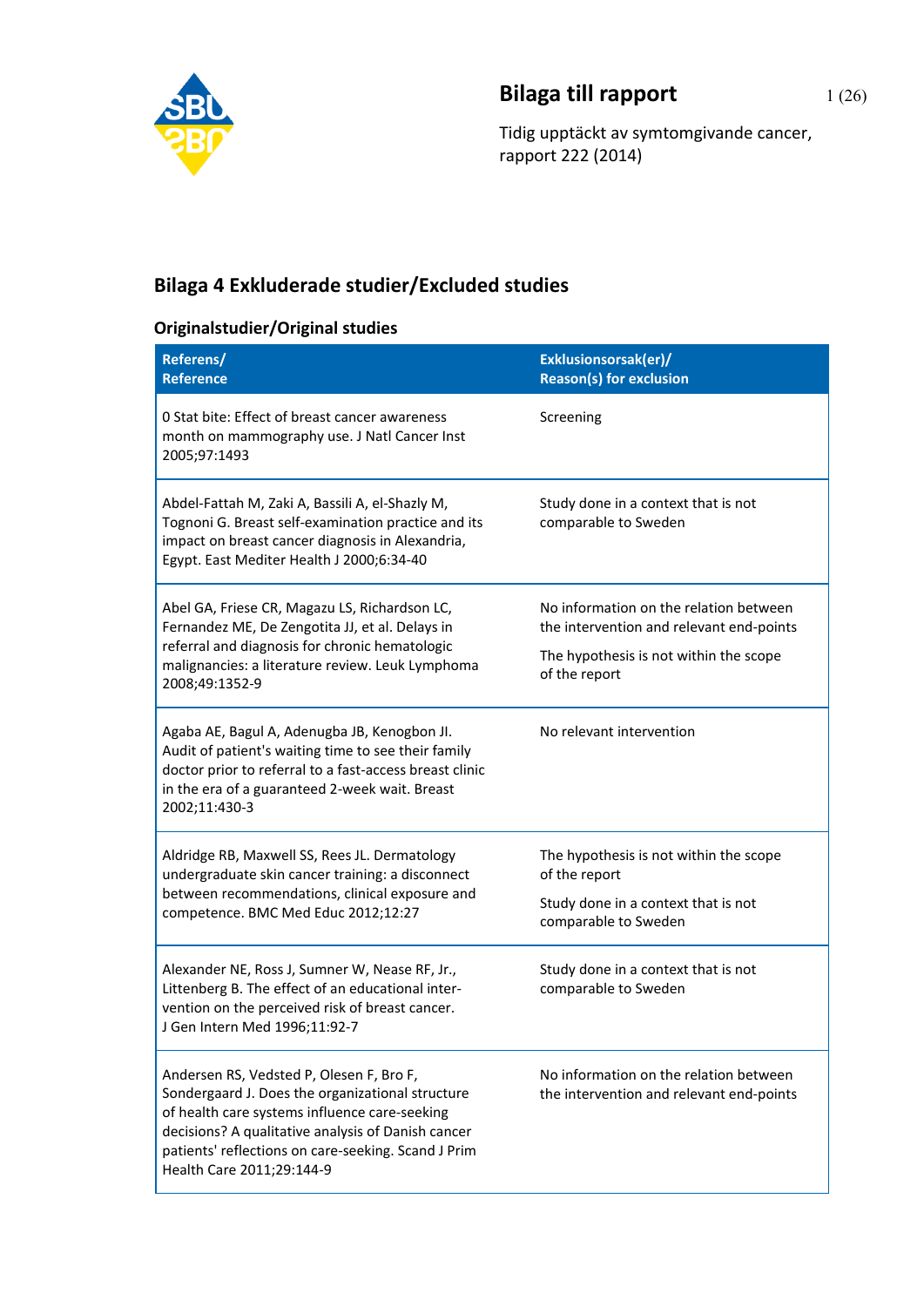# Bilaga till rapport

Tidig upptäckt av symtomgivande cancer, rapport 222 (2014)

## Bilaga 4 Exkluderade studier/Excluded studies

### Originalstudier/Original studies

| Referens/ Reference | Exklusionsorsak(er)/ Reason(s) for exclusion |
|---|---|
| 0 Stat bite: Effect of breast cancer awareness month on mammography use. J Natl Cancer Inst 2005;97:1493 | Screening |
| Abdel-Fattah M, Zaki A, Bassili A, el-Shazly M, Tognoni G. Breast self-examination practice and its impact on breast cancer diagnosis in Alexandria, Egypt. East Mediter Health J 2000;6:34-40 | Study done in a context that is not comparable to Sweden |
| Abel GA, Friese CR, Magazu LS, Richardson LC, Fernandez ME, De Zengotita JJ, et al. Delays in referral and diagnosis for chronic hematologic malignancies: a literature review. Leuk Lymphoma 2008;49:1352-9 | No information on the relation between the intervention and relevant end-points<br>The hypothesis is not within the scope of the report |
| Agaba AE, Bagul A, Adenugba JB, Kenogbon JI. Audit of patient's waiting time to see their family doctor prior to referral to a fast-access breast clinic in the era of a guaranteed 2-week wait. Breast 2002;11:430-3 | No relevant intervention |
| Aldridge RB, Maxwell SS, Rees JL. Dermatology undergraduate skin cancer training: a disconnect between recommendations, clinical exposure and competence. BMC Med Educ 2012;12:27 | The hypothesis is not within the scope of the report<br>Study done in a context that is not comparable to Sweden |
| Alexander NE, Ross J, Sumner W, Nease RF, Jr., Littenberg B. The effect of an educational intervention on the perceived risk of breast cancer. J Gen Intern Med 1996;11:92-7 | Study done in a context that is not comparable to Sweden |
| Andersen RS, Vedsted P, Olesen F, Bro F, Sondergaard J. Does the organizational structure of health care systems influence care-seeking decisions? A qualitative analysis of Danish cancer patients' reflections on care-seeking. Scand J Prim Health Care 2011;29:144-9 | No information on the relation between the intervention and relevant end-points |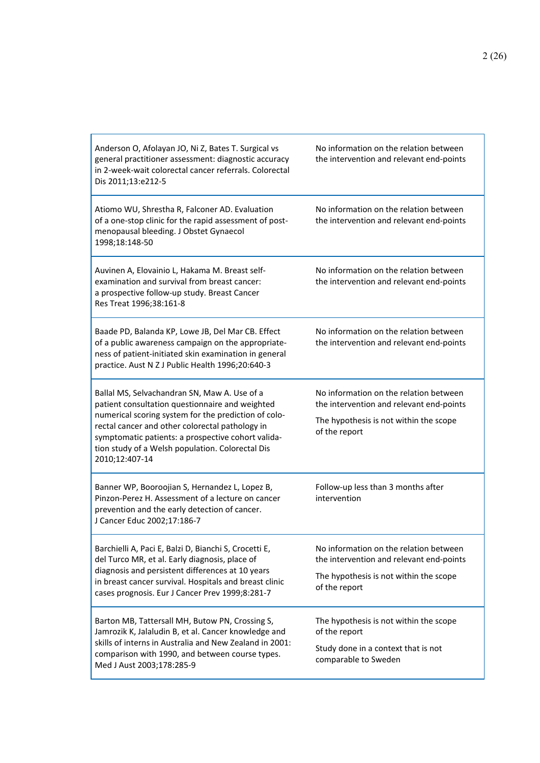| | |
|---|---|
| Anderson O, Afolayan JO, Ni Z, Bates T. Surgical vs general practitioner assessment: diagnostic accuracy in 2-week-wait colorectal cancer referrals. Colorectal Dis 2011;13:e212-5 | No information on the relation between the intervention and relevant end-points |
| Atiomo WU, Shrestha R, Falconer AD. Evaluation of a one-stop clinic for the rapid assessment of post-menopausal bleeding. J Obstet Gynaecol 1998;18:148-50 | No information on the relation between the intervention and relevant end-points |
| Auvinen A, Elovainio L, Hakama M. Breast self-examination and survival from breast cancer: a prospective follow-up study. Breast Cancer Res Treat 1996;38:161-8 | No information on the relation between the intervention and relevant end-points |
| Baade PD, Balanda KP, Lowe JB, Del Mar CB. Effect of a public awareness campaign on the appropriateness of patient-initiated skin examination in general practice. Aust N Z J Public Health 1996;20:640-3 | No information on the relation between the intervention and relevant end-points |
| Ballal MS, Selvachandran SN, Maw A. Use of a patient consultation questionnaire and weighted numerical scoring system for the prediction of colorectal cancer and other colorectal pathology in symptomatic patients: a prospective cohort validation study of a Welsh population. Colorectal Dis 2010;12:407-14 | No information on the relation between the intervention and relevant end-points<br><br>The hypothesis is not within the scope of the report |
| Banner WP, Booroojian S, Hernandez L, Lopez B, Pinzon-Perez H. Assessment of a lecture on cancer prevention and the early detection of cancer. J Cancer Educ 2002;17:186-7 | Follow-up less than 3 months after intervention |
| Barchielli A, Paci E, Balzi D, Bianchi S, Crocetti E, del Turco MR, et al. Early diagnosis, place of diagnosis and persistent differences at 10 years in breast cancer survival. Hospitals and breast clinic cases prognosis. Eur J Cancer Prev 1999;8:281-7 | No information on the relation between the intervention and relevant end-points<br><br>The hypothesis is not within the scope of the report |
| Barton MB, Tattersall MH, Butow PN, Crossing S, Jamrozik K, Jalaludin B, et al. Cancer knowledge and skills of interns in Australia and New Zealand in 2001: comparison with 1990, and between course types. Med J Aust 2003;178:285-9 | The hypothesis is not within the scope of the report<br><br>Study done in a context that is not comparable to Sweden |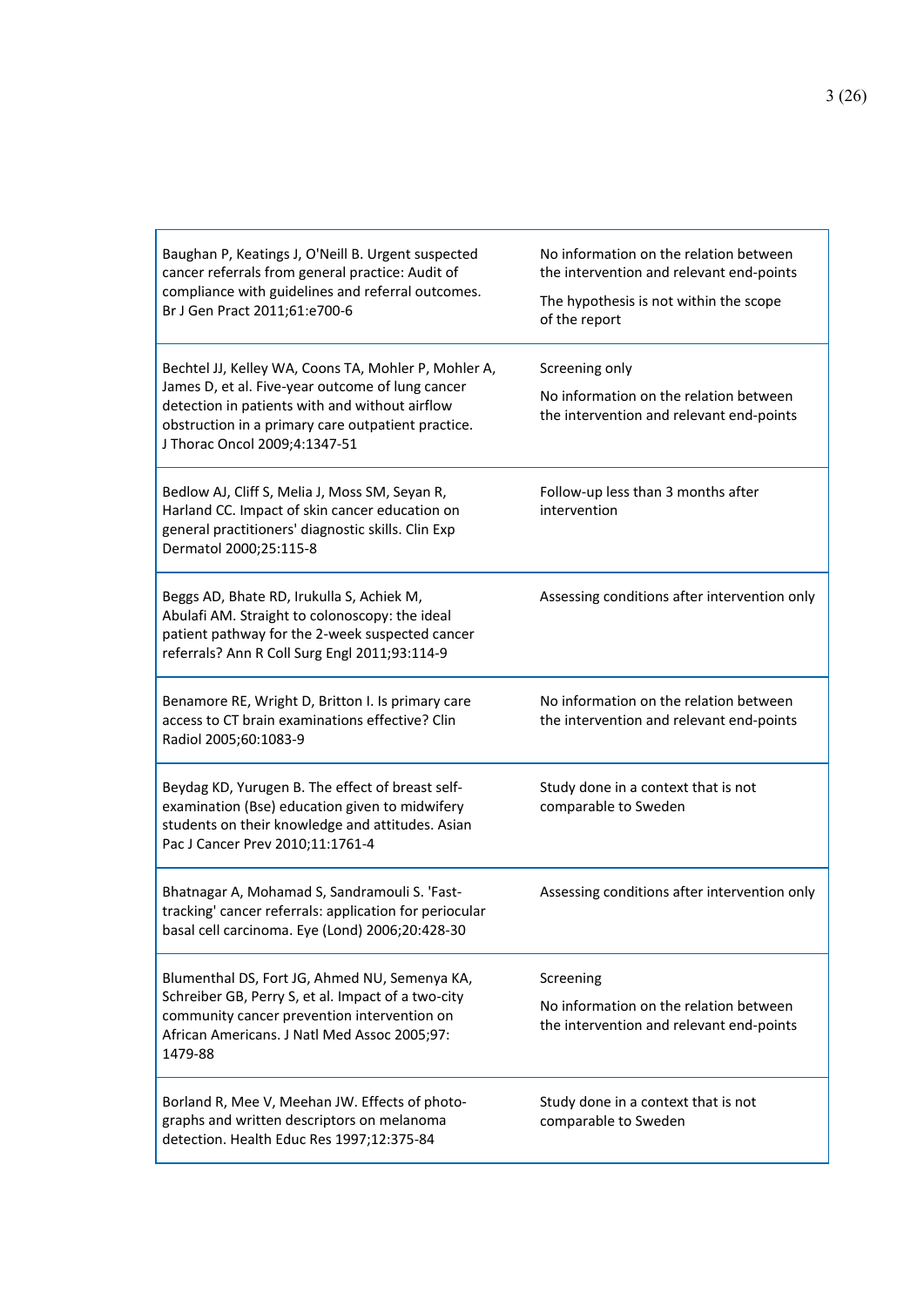| | |
|---|---|
| Baughan P, Keatings J, O'Neill B. Urgent suspected cancer referrals from general practice: Audit of compliance with guidelines and referral outcomes. Br J Gen Pract 2011;61:e700-6 | No information on the relation between the intervention and relevant end-points<br><br>The hypothesis is not within the scope of the report |
| Bechtel JJ, Kelley WA, Coons TA, Mohler P, Mohler A, James D, et al. Five-year outcome of lung cancer detection in patients with and without airflow obstruction in a primary care outpatient practice. J Thorac Oncol 2009;4:1347-51 | Screening only<br><br>No information on the relation between the intervention and relevant end-points |
| Bedlow AJ, Cliff S, Melia J, Moss SM, Seyan R, Harland CC. Impact of skin cancer education on general practitioners' diagnostic skills. Clin Exp Dermatol 2000;25:115-8 | Follow-up less than 3 months after intervention |
| Beggs AD, Bhate RD, Irukulla S, Achiek M, Abulafi AM. Straight to colonoscopy: the ideal patient pathway for the 2-week suspected cancer referrals? Ann R Coll Surg Engl 2011;93:114-9 | Assessing conditions after intervention only |
| Benamore RE, Wright D, Britton I. Is primary care access to CT brain examinations effective? Clin Radiol 2005;60:1083-9 | No information on the relation between the intervention and relevant end-points |
| Beydag KD, Yurugen B. The effect of breast self-examination (Bse) education given to midwifery students on their knowledge and attitudes. Asian Pac J Cancer Prev 2010;11:1761-4 | Study done in a context that is not comparable to Sweden |
| Bhatnagar A, Mohamad S, Sandramouli S. 'Fast-tracking' cancer referrals: application for periocular basal cell carcinoma. Eye (Lond) 2006;20:428-30 | Assessing conditions after intervention only |
| Blumenthal DS, Fort JG, Ahmed NU, Semenya KA, Schreiber GB, Perry S, et al. Impact of a two-city community cancer prevention intervention on African Americans. J Natl Med Assoc 2005;97:1479-88 | Screening<br><br>No information on the relation between the intervention and relevant end-points |
| Borland R, Mee V, Meehan JW. Effects of photographs and written descriptors on melanoma detection. Health Educ Res 1997;12:375-84 | Study done in a context that is not comparable to Sweden |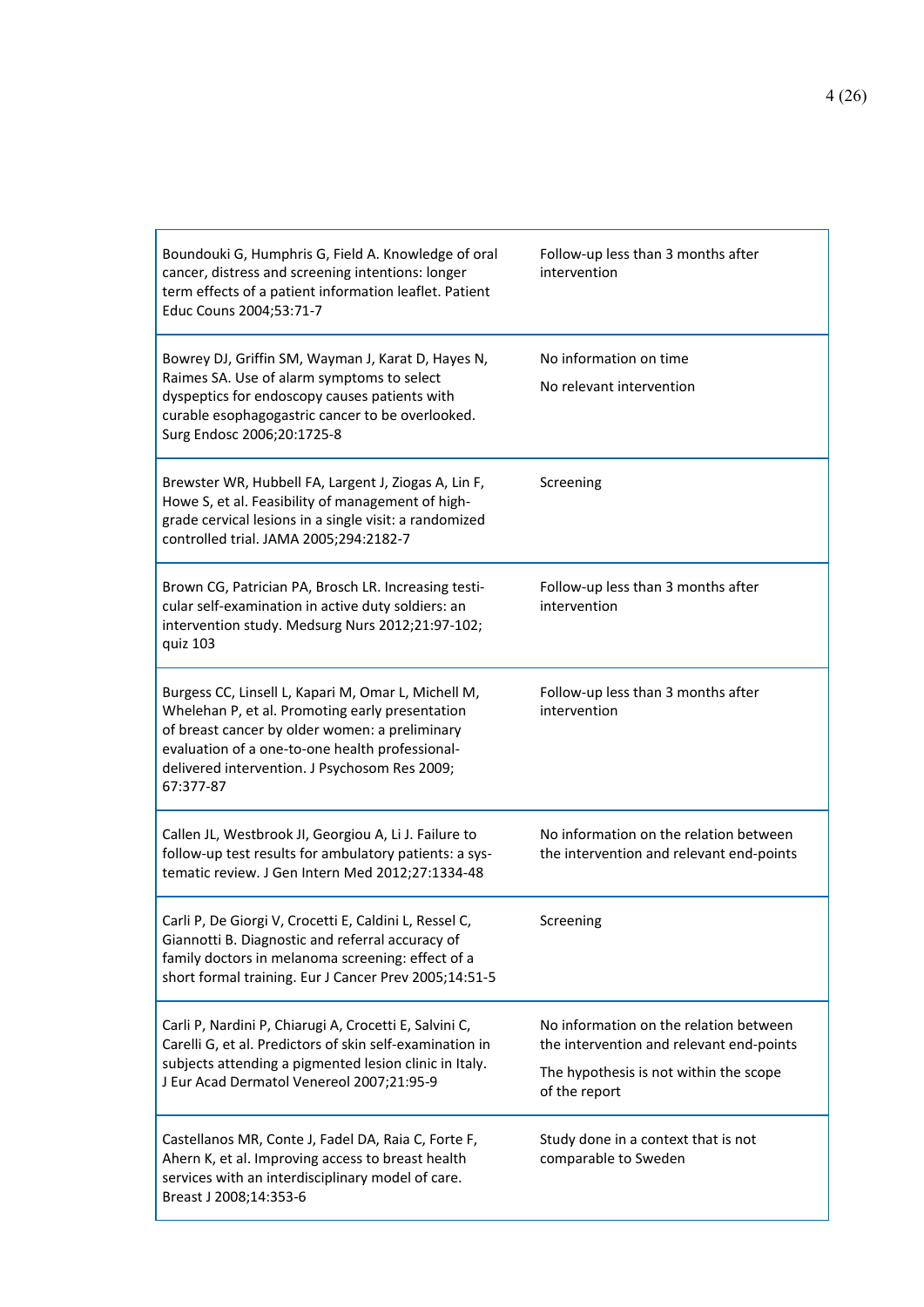| | |
|---|---|
| Boundouki G, Humphris G, Field A. Knowledge of oral cancer, distress and screening intentions: longer term effects of a patient information leaflet. Patient Educ Couns 2004;53:71-7 | Follow-up less than 3 months after intervention |
| Bowrey DJ, Griffin SM, Wayman J, Karat D, Hayes N, Raimes SA. Use of alarm symptoms to select dyspeptics for endoscopy causes patients with curable esophagogastric cancer to be overlooked. Surg Endosc 2006;20:1725-8 | No information on time<br>No relevant intervention |
| Brewster WR, Hubbell FA, Largent J, Ziogas A, Lin F, Howe S, et al. Feasibility of management of high-grade cervical lesions in a single visit: a randomized controlled trial. JAMA 2005;294:2182-7 | Screening |
| Brown CG, Patrician PA, Brosch LR. Increasing testicular self-examination in active duty soldiers: an intervention study. Medsurg Nurs 2012;21:97-102; quiz 103 | Follow-up less than 3 months after intervention |
| Burgess CC, Linsell L, Kapari M, Omar L, Michell M, Whelehan P, et al. Promoting early presentation of breast cancer by older women: a preliminary evaluation of a one-to-one health professional-delivered intervention. J Psychosom Res 2009; 67:377-87 | Follow-up less than 3 months after intervention |
| Callen JL, Westbrook JI, Georgiou A, Li J. Failure to follow-up test results for ambulatory patients: a systematic review. J Gen Intern Med 2012;27:1334-48 | No information on the relation between the intervention and relevant end-points |
| Carli P, De Giorgi V, Crocetti E, Caldini L, Ressel C, Giannotti B. Diagnostic and referral accuracy of family doctors in melanoma screening: effect of a short formal training. Eur J Cancer Prev 2005;14:51-5 | Screening |
| Carli P, Nardini P, Chiarugi A, Crocetti E, Salvini C, Carelli G, et al. Predictors of skin self-examination in subjects attending a pigmented lesion clinic in Italy. J Eur Acad Dermatol Venereol 2007;21:95-9 | No information on the relation between the intervention and relevant end-points<br>The hypothesis is not within the scope of the report |
| Castellanos MR, Conte J, Fadel DA, Raia C, Forte F, Ahern K, et al. Improving access to breast health services with an interdisciplinary model of care. Breast J 2008;14:353-6 | Study done in a context that is not comparable to Sweden |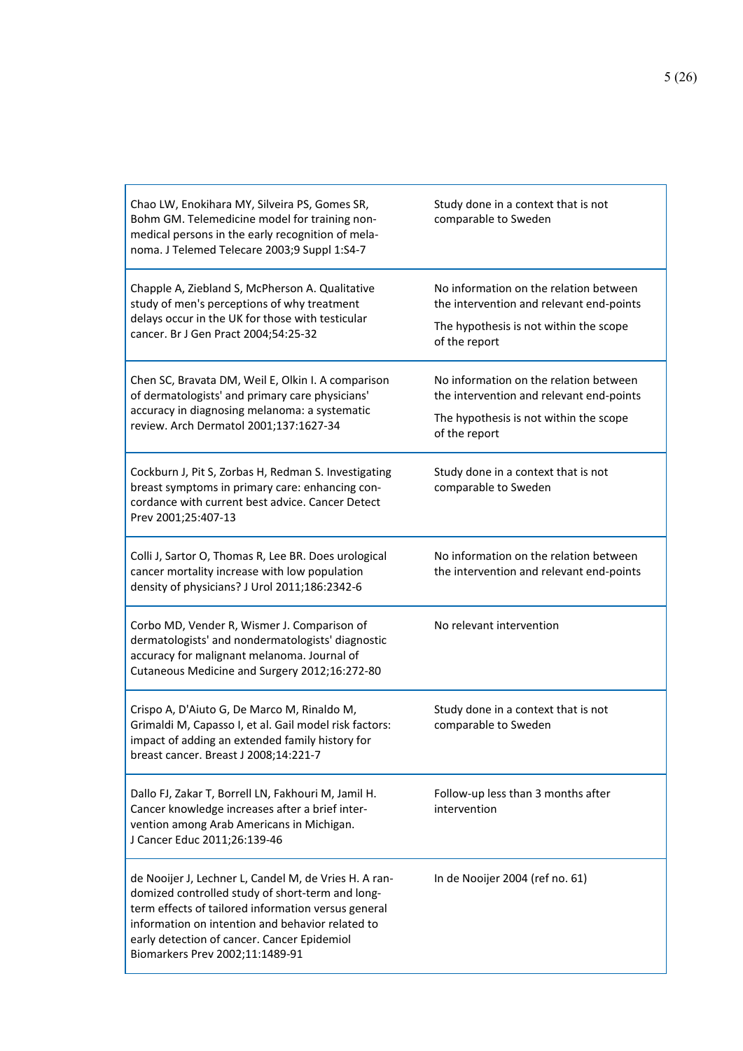| | |
|---|---|
| Chao LW, Enokihara MY, Silveira PS, Gomes SR, Bohm GM. Telemedicine model for training non-medical persons in the early recognition of melanoma. J Telemed Telecare 2003;9 Suppl 1:S4-7 | Study done in a context that is not comparable to Sweden |
| Chapple A, Ziebland S, McPherson A. Qualitative study of men's perceptions of why treatment delays occur in the UK for those with testicular cancer. Br J Gen Pract 2004;54:25-32 | No information on the relation between the intervention and relevant end-points<br>The hypothesis is not within the scope of the report |
| Chen SC, Bravata DM, Weil E, Olkin I. A comparison of dermatologists' and primary care physicians' accuracy in diagnosing melanoma: a systematic review. Arch Dermatol 2001;137:1627-34 | No information on the relation between the intervention and relevant end-points<br>The hypothesis is not within the scope of the report |
| Cockburn J, Pit S, Zorbas H, Redman S. Investigating breast symptoms in primary care: enhancing concordance with current best advice. Cancer Detect Prev 2001;25:407-13 | Study done in a context that is not comparable to Sweden |
| Colli J, Sartor O, Thomas R, Lee BR. Does urological cancer mortality increase with low population density of physicians? J Urol 2011;186:2342-6 | No information on the relation between the intervention and relevant end-points |
| Corbo MD, Vender R, Wismer J. Comparison of dermatologists' and nondermatologists' diagnostic accuracy for malignant melanoma. Journal of Cutaneous Medicine and Surgery 2012;16:272-80 | No relevant intervention |
| Crispo A, D'Aiuto G, De Marco M, Rinaldo M, Grimaldi M, Capasso I, et al. Gail model risk factors: impact of adding an extended family history for breast cancer. Breast J 2008;14:221-7 | Study done in a context that is not comparable to Sweden |
| Dallo FJ, Zakar T, Borrell LN, Fakhouri M, Jamil H. Cancer knowledge increases after a brief intervention among Arab Americans in Michigan. J Cancer Educ 2011;26:139-46 | Follow-up less than 3 months after intervention |
| de Nooijer J, Lechner L, Candel M, de Vries H. A randomized controlled study of short-term and long-term effects of tailored information versus general information on intention and behavior related to early detection of cancer. Cancer Epidemiol Biomarkers Prev 2002;11:1489-91 | In de Nooijer 2004 (ref no. 61) |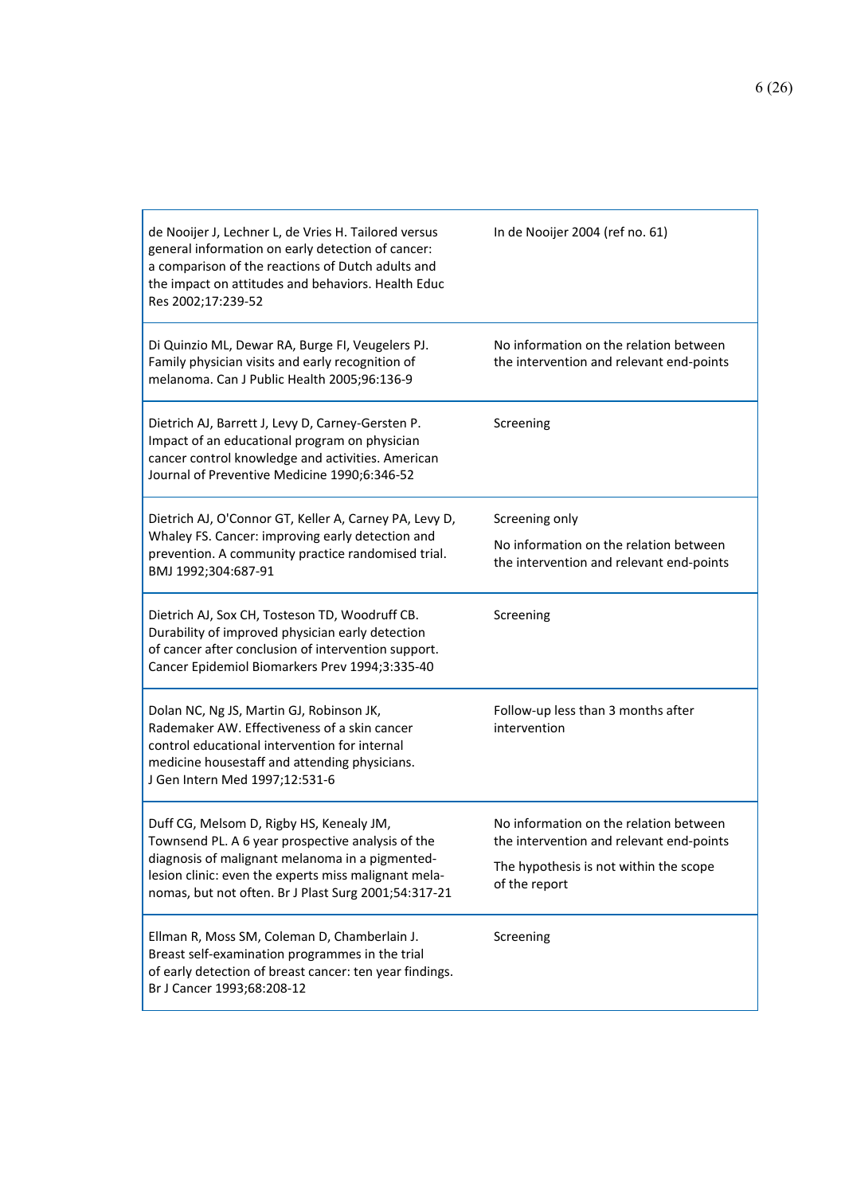| | |
|---|---|
| de Nooijer J, Lechner L, de Vries H. Tailored versus general information on early detection of cancer: a comparison of the reactions of Dutch adults and the impact on attitudes and behaviors. Health Educ Res 2002;17:239-52 | In de Nooijer 2004 (ref no. 61) |
| Di Quinzio ML, Dewar RA, Burge FI, Veugelers PJ. Family physician visits and early recognition of melanoma. Can J Public Health 2005;96:136-9 | No information on the relation between the intervention and relevant end-points |
| Dietrich AJ, Barrett J, Levy D, Carney-Gersten P. Impact of an educational program on physician cancer control knowledge and activities. American Journal of Preventive Medicine 1990;6:346-52 | Screening |
| Dietrich AJ, O'Connor GT, Keller A, Carney PA, Levy D, Whaley FS. Cancer: improving early detection and prevention. A community practice randomised trial. BMJ 1992;304:687-91 | Screening only<br>No information on the relation between the intervention and relevant end-points |
| Dietrich AJ, Sox CH, Tosteson TD, Woodruff CB. Durability of improved physician early detection of cancer after conclusion of intervention support. Cancer Epidemiol Biomarkers Prev 1994;3:335-40 | Screening |
| Dolan NC, Ng JS, Martin GJ, Robinson JK, Rademaker AW. Effectiveness of a skin cancer control educational intervention for internal medicine housestaff and attending physicians. J Gen Intern Med 1997;12:531-6 | Follow-up less than 3 months after intervention |
| Duff CG, Melsom D, Rigby HS, Kenealy JM, Townsend PL. A 6 year prospective analysis of the diagnosis of malignant melanoma in a pigmented-lesion clinic: even the experts miss malignant melanomas, but not often. Br J Plast Surg 2001;54:317-21 | No information on the relation between the intervention and relevant end-points<br>The hypothesis is not within the scope of the report |
| Ellman R, Moss SM, Coleman D, Chamberlain J. Breast self-examination programmes in the trial of early detection of breast cancer: ten year findings. Br J Cancer 1993;68:208-12 | Screening |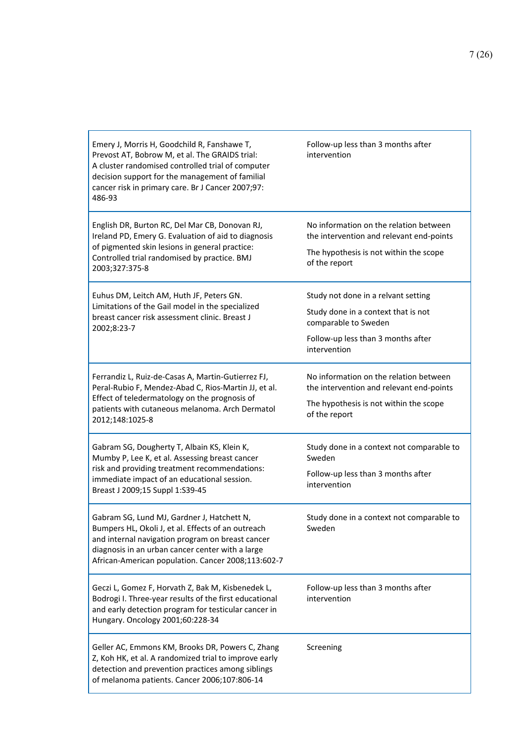| | |
|---|---|
| Emery J, Morris H, Goodchild R, Fanshawe T, Prevost AT, Bobrow M, et al. The GRAIDS trial: A cluster randomised controlled trial of computer decision support for the management of familial cancer risk in primary care. Br J Cancer 2007;97: 486-93 | Follow-up less than 3 months after intervention |
| English DR, Burton RC, Del Mar CB, Donovan RJ, Ireland PD, Emery G. Evaluation of aid to diagnosis of pigmented skin lesions in general practice: Controlled trial randomised by practice. BMJ 2003;327:375-8 | No information on the relation between the intervention and relevant end-points<br><br>The hypothesis is not within the scope of the report |
| Euhus DM, Leitch AM, Huth JF, Peters GN. Limitations of the Gail model in the specialized breast cancer risk assessment clinic. Breast J 2002;8:23-7 | Study not done in a relvant setting<br><br>Study done in a context that is not comparable to Sweden<br><br>Follow-up less than 3 months after intervention |
| Ferrandiz L, Ruiz-de-Casas A, Martin-Gutierrez FJ, Peral-Rubio F, Mendez-Abad C, Rios-Martin JJ, et al. Effect of teledermatology on the prognosis of patients with cutaneous melanoma. Arch Dermatol 2012;148:1025-8 | No information on the relation between the intervention and relevant end-points<br><br>The hypothesis is not within the scope of the report |
| Gabram SG, Dougherty T, Albain KS, Klein K, Mumby P, Lee K, et al. Assessing breast cancer risk and providing treatment recommendations: immediate impact of an educational session. Breast J 2009;15 Suppl 1:S39-45 | Study done in a context not comparable to Sweden<br><br>Follow-up less than 3 months after intervention |
| Gabram SG, Lund MJ, Gardner J, Hatchett N, Bumpers HL, Okoli J, et al. Effects of an outreach and internal navigation program on breast cancer diagnosis in an urban cancer center with a large African-American population. Cancer 2008;113:602-7 | Study done in a context not comparable to Sweden |
| Geczi L, Gomez F, Horvath Z, Bak M, Kisbenedek L, Bodrogi I. Three-year results of the first educational and early detection program for testicular cancer in Hungary. Oncology 2001;60:228-34 | Follow-up less than 3 months after intervention |
| Geller AC, Emmons KM, Brooks DR, Powers C, Zhang Z, Koh HK, et al. A randomized trial to improve early detection and prevention practices among siblings of melanoma patients. Cancer 2006;107:806-14 | Screening |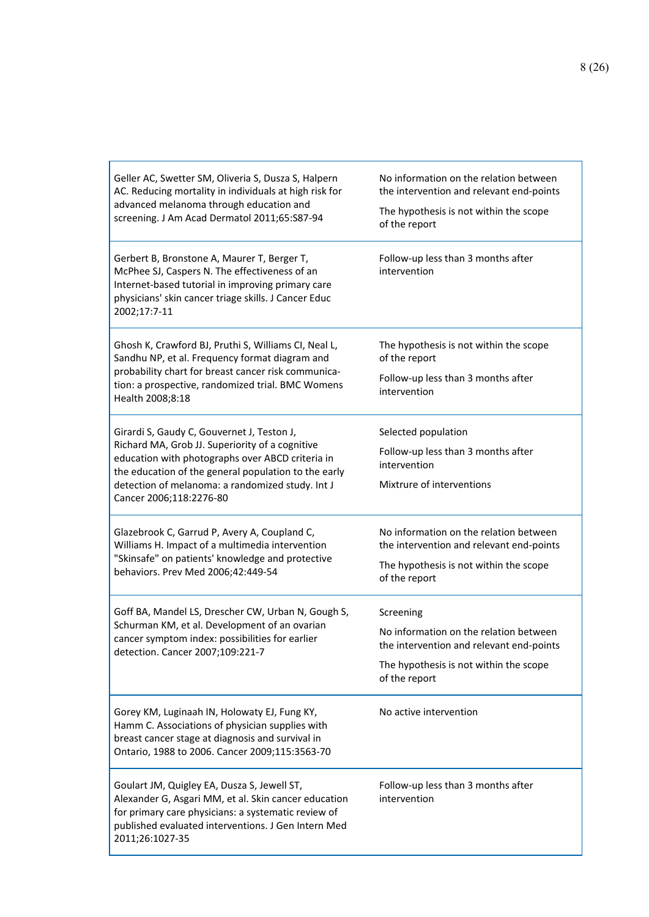| | |
|---|---|
| Geller AC, Swetter SM, Oliveria S, Dusza S, Halpern AC. Reducing mortality in individuals at high risk for advanced melanoma through education and screening. J Am Acad Dermatol 2011;65:S87-94 | No information on the relation between the intervention and relevant end-points<br><br>The hypothesis is not within the scope of the report |
| Gerbert B, Bronstone A, Maurer T, Berger T, McPhee SJ, Caspers N. The effectiveness of an Internet-based tutorial in improving primary care physicians' skin cancer triage skills. J Cancer Educ 2002;17:7-11 | Follow-up less than 3 months after intervention |
| Ghosh K, Crawford BJ, Pruthi S, Williams CI, Neal L, Sandhu NP, et al. Frequency format diagram and probability chart for breast cancer risk communication: a prospective, randomized trial. BMC Womens Health 2008;8:18 | The hypothesis is not within the scope of the report<br><br>Follow-up less than 3 months after intervention |
| Girardi S, Gaudy C, Gouvernet J, Teston J, Richard MA, Grob JJ. Superiority of a cognitive education with photographs over ABCD criteria in the education of the general population to the early detection of melanoma: a randomized study. Int J Cancer 2006;118:2276-80 | Selected population<br><br>Follow-up less than 3 months after intervention<br><br>Mixtrure of interventions |
| Glazebrook C, Garrud P, Avery A, Coupland C, Williams H. Impact of a multimedia intervention "Skinsafe" on patients' knowledge and protective behaviors. Prev Med 2006;42:449-54 | No information on the relation between the intervention and relevant end-points<br><br>The hypothesis is not within the scope of the report |
| Goff BA, Mandel LS, Drescher CW, Urban N, Gough S, Schurman KM, et al. Development of an ovarian cancer symptom index: possibilities for earlier detection. Cancer 2007;109:221-7 | Screening<br><br>No information on the relation between the intervention and relevant end-points<br><br>The hypothesis is not within the scope of the report |
| Gorey KM, Luginaah IN, Holowaty EJ, Fung KY, Hamm C. Associations of physician supplies with breast cancer stage at diagnosis and survival in Ontario, 1988 to 2006. Cancer 2009;115:3563-70 | No active intervention |
| Goulart JM, Quigley EA, Dusza S, Jewell ST, Alexander G, Asgari MM, et al. Skin cancer education for primary care physicians: a systematic review of published evaluated interventions. J Gen Intern Med 2011;26:1027-35 | Follow-up less than 3 months after intervention |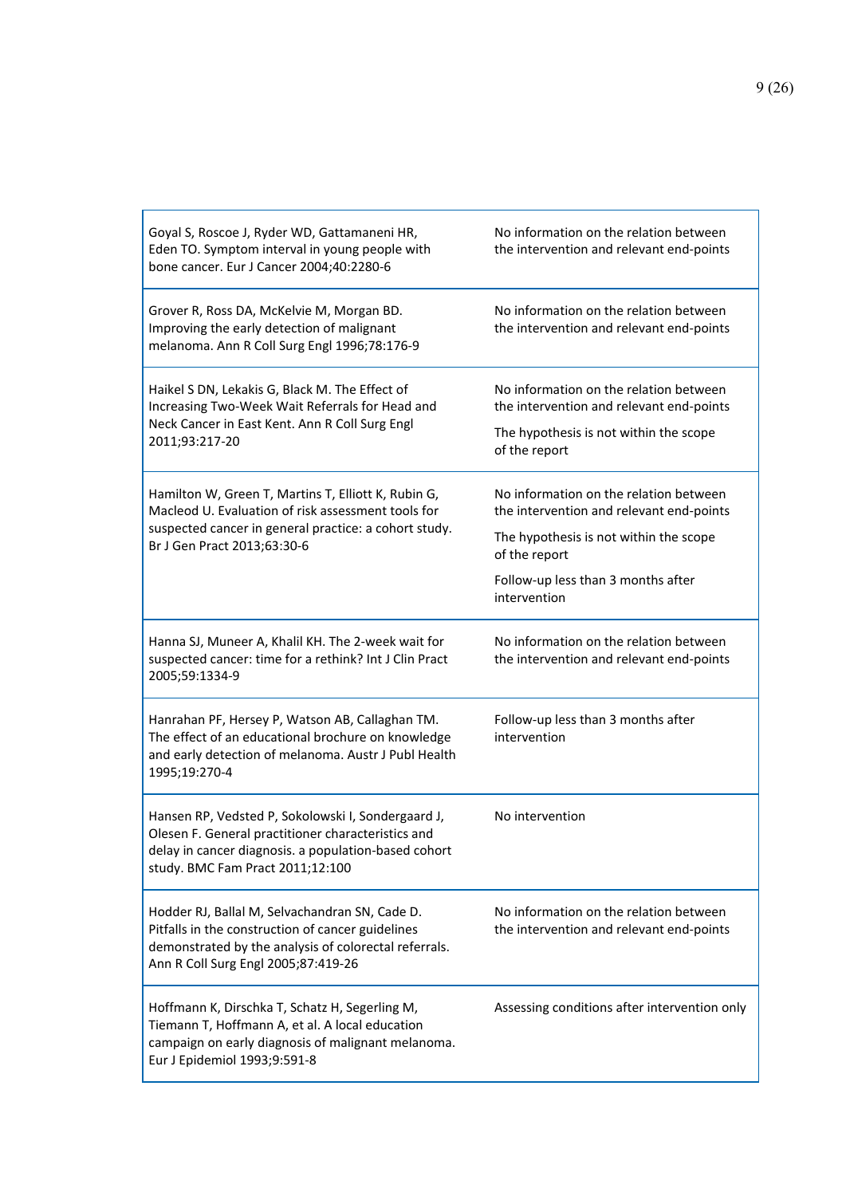| | |
|---|---|
| Goyal S, Roscoe J, Ryder WD, Gattamaneni HR, Eden TO. Symptom interval in young people with bone cancer. Eur J Cancer 2004;40:2280-6 | No information on the relation between the intervention and relevant end-points |
| Grover R, Ross DA, McKelvie M, Morgan BD. Improving the early detection of malignant melanoma. Ann R Coll Surg Engl 1996;78:176-9 | No information on the relation between the intervention and relevant end-points |
| Haikel S DN, Lekakis G, Black M. The Effect of Increasing Two-Week Wait Referrals for Head and Neck Cancer in East Kent. Ann R Coll Surg Engl 2011;93:217-20 | No information on the relation between the intervention and relevant end-points<br>The hypothesis is not within the scope of the report |
| Hamilton W, Green T, Martins T, Elliott K, Rubin G, Macleod U. Evaluation of risk assessment tools for suspected cancer in general practice: a cohort study. Br J Gen Pract 2013;63:30-6 | No information on the relation between the intervention and relevant end-points<br>The hypothesis is not within the scope of the report<br>Follow-up less than 3 months after intervention |
| Hanna SJ, Muneer A, Khalil KH. The 2-week wait for suspected cancer: time for a rethink? Int J Clin Pract 2005;59:1334-9 | No information on the relation between the intervention and relevant end-points |
| Hanrahan PF, Hersey P, Watson AB, Callaghan TM. The effect of an educational brochure on knowledge and early detection of melanoma. Austr J Publ Health 1995;19:270-4 | Follow-up less than 3 months after intervention |
| Hansen RP, Vedsted P, Sokolowski I, Sondergaard J, Olesen F. General practitioner characteristics and delay in cancer diagnosis. a population-based cohort study. BMC Fam Pract 2011;12:100 | No intervention |
| Hodder RJ, Ballal M, Selvachandran SN, Cade D. Pitfalls in the construction of cancer guidelines demonstrated by the analysis of colorectal referrals. Ann R Coll Surg Engl 2005;87:419-26 | No information on the relation between the intervention and relevant end-points |
| Hoffmann K, Dirschka T, Schatz H, Segerling M, Tiemann T, Hoffmann A, et al. A local education campaign on early diagnosis of malignant melanoma. Eur J Epidemiol 1993;9:591-8 | Assessing conditions after intervention only |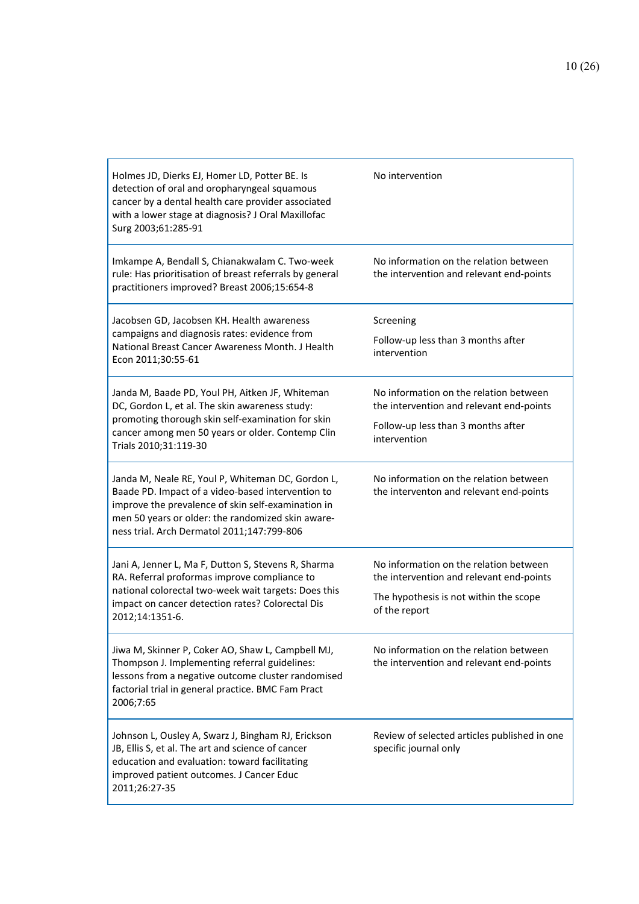| | |
|---|---|
| Holmes JD, Dierks EJ, Homer LD, Potter BE. Is detection of oral and oropharyngeal squamous cancer by a dental health care provider associated with a lower stage at diagnosis? J Oral Maxillofac Surg 2003;61:285-91 | No intervention |
| Imkampe A, Bendall S, Chianakwalam C. Two-week rule: Has prioritisation of breast referrals by general practitioners improved? Breast 2006;15:654-8 | No information on the relation between the intervention and relevant end-points |
| Jacobsen GD, Jacobsen KH. Health awareness campaigns and diagnosis rates: evidence from National Breast Cancer Awareness Month. J Health Econ 2011;30:55-61 | Screening<br><br>Follow-up less than 3 months after intervention |
| Janda M, Baade PD, Youl PH, Aitken JF, Whiteman DC, Gordon L, et al. The skin awareness study: promoting thorough skin self-examination for skin cancer among men 50 years or older. Contemp Clin Trials 2010;31:119-30 | No information on the relation between the intervention and relevant end-points<br><br>Follow-up less than 3 months after intervention |
| Janda M, Neale RE, Youl P, Whiteman DC, Gordon L, Baade PD. Impact of a video-based intervention to improve the prevalence of skin self-examination in men 50 years or older: the randomized skin awareness trial. Arch Dermatol 2011;147:799-806 | No information on the relation between the interventon and relevant end-points |
| Jani A, Jenner L, Ma F, Dutton S, Stevens R, Sharma RA. Referral proformas improve compliance to national colorectal two-week wait targets: Does this impact on cancer detection rates? Colorectal Dis 2012;14:1351-6. | No information on the relation between the intervention and relevant end-points<br><br>The hypothesis is not within the scope of the report |
| Jiwa M, Skinner P, Coker AO, Shaw L, Campbell MJ, Thompson J. Implementing referral guidelines: lessons from a negative outcome cluster randomised factorial trial in general practice. BMC Fam Pract 2006;7:65 | No information on the relation between the intervention and relevant end-points |
| Johnson L, Ousley A, Swarz J, Bingham RJ, Erickson JB, Ellis S, et al. The art and science of cancer education and evaluation: toward facilitating improved patient outcomes. J Cancer Educ 2011;26:27-35 | Review of selected articles published in one specific journal only |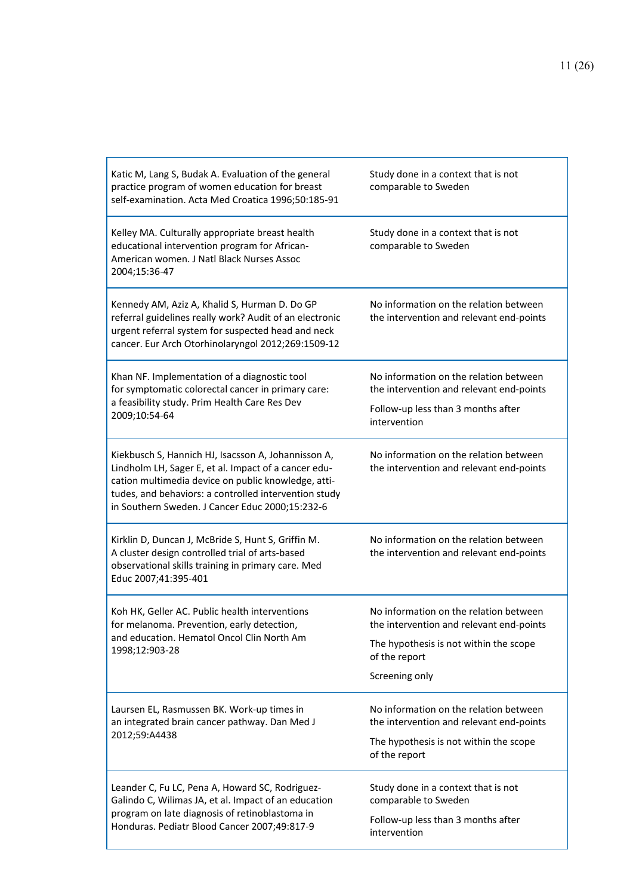| | |
|---|---|
| Katic M, Lang S, Budak A. Evaluation of the general practice program of women education for breast self-examination. Acta Med Croatica 1996;50:185-91 | Study done in a context that is not comparable to Sweden |
| Kelley MA. Culturally appropriate breast health educational intervention program for African-American women. J Natl Black Nurses Assoc 2004;15:36-47 | Study done in a context that is not comparable to Sweden |
| Kennedy AM, Aziz A, Khalid S, Hurman D. Do GP referral guidelines really work? Audit of an electronic urgent referral system for suspected head and neck cancer. Eur Arch Otorhinolaryngol 2012;269:1509-12 | No information on the relation between the intervention and relevant end-points |
| Khan NF. Implementation of a diagnostic tool for symptomatic colorectal cancer in primary care: a feasibility study. Prim Health Care Res Dev 2009;10:54-64 | No information on the relation between the intervention and relevant end-points<br>Follow-up less than 3 months after intervention |
| Kiekbusch S, Hannich HJ, Isacsson A, Johannisson A, Lindholm LH, Sager E, et al. Impact of a cancer education multimedia device on public knowledge, attitudes, and behaviors: a controlled intervention study in Southern Sweden. J Cancer Educ 2000;15:232-6 | No information on the relation between the intervention and relevant end-points |
| Kirklin D, Duncan J, McBride S, Hunt S, Griffin M. A cluster design controlled trial of arts-based observational skills training in primary care. Med Educ 2007;41:395-401 | No information on the relation between the intervention and relevant end-points |
| Koh HK, Geller AC. Public health interventions for melanoma. Prevention, early detection, and education. Hematol Oncol Clin North Am 1998;12:903-28 | No information on the relation between the intervention and relevant end-points<br>The hypothesis is not within the scope of the report<br>Screening only |
| Laursen EL, Rasmussen BK. Work-up times in an integrated brain cancer pathway. Dan Med J 2012;59:A4438 | No information on the relation between the intervention and relevant end-points<br>The hypothesis is not within the scope of the report |
| Leander C, Fu LC, Pena A, Howard SC, Rodriguez-Galindo C, Wilimas JA, et al. Impact of an education program on late diagnosis of retinoblastoma in Honduras. Pediatr Blood Cancer 2007;49:817-9 | Study done in a context that is not comparable to Sweden<br>Follow-up less than 3 months after intervention |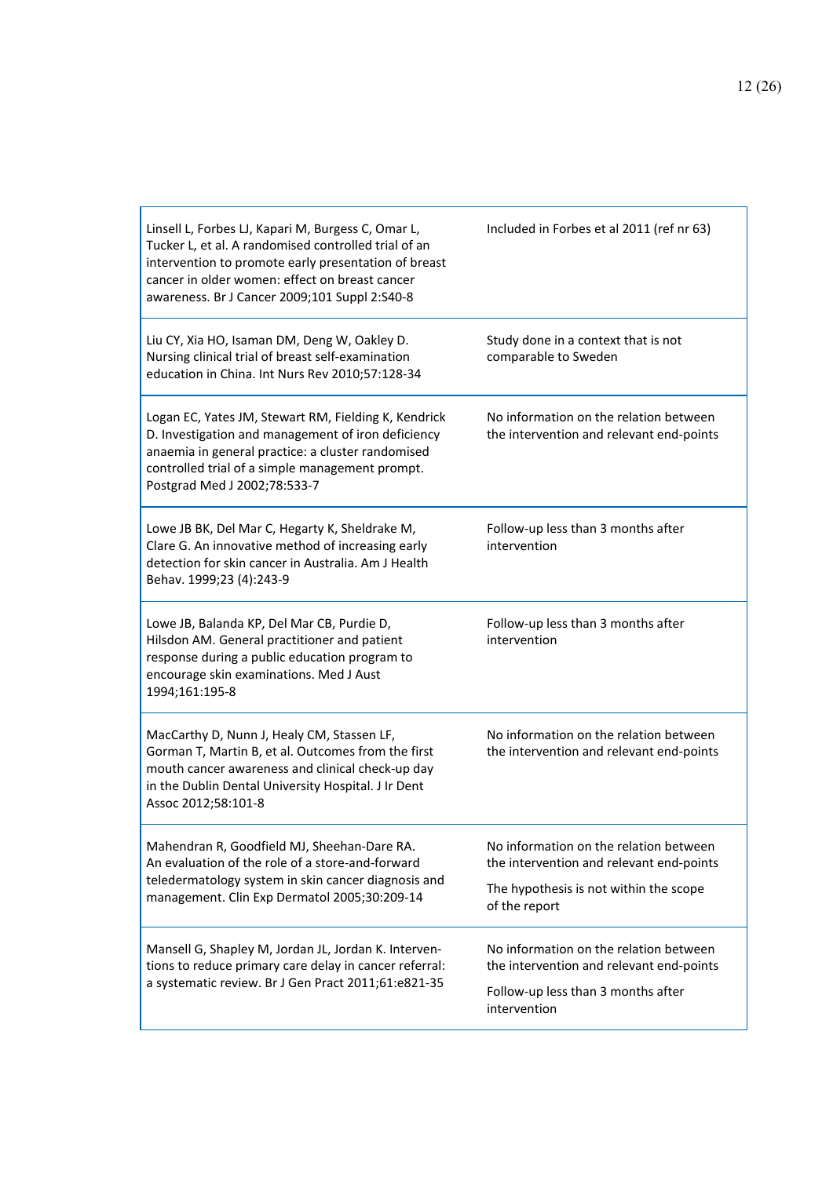| | |
|---|---|
| Linsell L, Forbes LJ, Kapari M, Burgess C, Omar L, Tucker L, et al. A randomised controlled trial of an intervention to promote early presentation of breast cancer in older women: effect on breast cancer awareness. Br J Cancer 2009;101 Suppl 2:S40-8 | Included in Forbes et al 2011 (ref nr 63) |
| Liu CY, Xia HO, Isaman DM, Deng W, Oakley D. Nursing clinical trial of breast self-examination education in China. Int Nurs Rev 2010;57:128-34 | Study done in a context that is not comparable to Sweden |
| Logan EC, Yates JM, Stewart RM, Fielding K, Kendrick D. Investigation and management of iron deficiency anaemia in general practice: a cluster randomised controlled trial of a simple management prompt. Postgrad Med J 2002;78:533-7 | No information on the relation between the intervention and relevant end-points |
| Lowe JB BK, Del Mar C, Hegarty K, Sheldrake M, Clare G. An innovative method of increasing early detection for skin cancer in Australia. Am J Health Behav. 1999;23 (4):243-9 | Follow-up less than 3 months after intervention |
| Lowe JB, Balanda KP, Del Mar CB, Purdie D, Hilsdon AM. General practitioner and patient response during a public education program to encourage skin examinations. Med J Aust 1994;161:195-8 | Follow-up less than 3 months after intervention |
| MacCarthy D, Nunn J, Healy CM, Stassen LF, Gorman T, Martin B, et al. Outcomes from the first mouth cancer awareness and clinical check-up day in the Dublin Dental University Hospital. J Ir Dent Assoc 2012;58:101-8 | No information on the relation between the intervention and relevant end-points |
| Mahendran R, Goodfield MJ, Sheehan-Dare RA. An evaluation of the role of a store-and-forward teledermatology system in skin cancer diagnosis and management. Clin Exp Dermatol 2005;30:209-14 | No information on the relation between the intervention and relevant end-points<br>The hypothesis is not within the scope of the report |
| Mansell G, Shapley M, Jordan JL, Jordan K. Interventions to reduce primary care delay in cancer referral: a systematic review. Br J Gen Pract 2011;61:e821-35 | No information on the relation between the intervention and relevant end-points<br>Follow-up less than 3 months after intervention |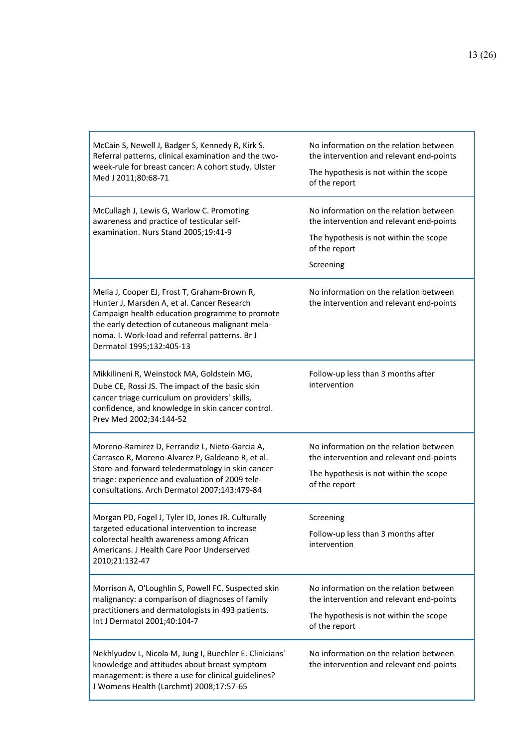| | |
|---|---|
| McCain S, Newell J, Badger S, Kennedy R, Kirk S. Referral patterns, clinical examination and the two-week-rule for breast cancer: A cohort study. Ulster Med J 2011;80:68-71 | No information on the relation between the intervention and relevant end-points<br><br>The hypothesis is not within the scope of the report |
| McCullagh J, Lewis G, Warlow C. Promoting awareness and practice of testicular self-examination. Nurs Stand 2005;19:41-9 | No information on the relation between the intervention and relevant end-points<br><br>The hypothesis is not within the scope of the report<br><br>Screening |
| Melia J, Cooper EJ, Frost T, Graham-Brown R, Hunter J, Marsden A, et al. Cancer Research Campaign health education programme to promote the early detection of cutaneous malignant melanoma. I. Work-load and referral patterns. Br J Dermatol 1995;132:405-13 | No information on the relation between the intervention and relevant end-points |
| Mikkilineni R, Weinstock MA, Goldstein MG, Dube CE, Rossi JS. The impact of the basic skin cancer triage curriculum on providers' skills, confidence, and knowledge in skin cancer control. Prev Med 2002;34:144-52 | Follow-up less than 3 months after intervention |
| Moreno-Ramirez D, Ferrandiz L, Nieto-Garcia A, Carrasco R, Moreno-Alvarez P, Galdeano R, et al. Store-and-forward teledermatology in skin cancer triage: experience and evaluation of 2009 teleconsultations. Arch Dermatol 2007;143:479-84 | No information on the relation between the intervention and relevant end-points<br><br>The hypothesis is not within the scope of the report |
| Morgan PD, Fogel J, Tyler ID, Jones JR. Culturally targeted educational intervention to increase colorectal health awareness among African Americans. J Health Care Poor Underserved 2010;21:132-47 | Screening<br><br>Follow-up less than 3 months after intervention |
| Morrison A, O'Loughlin S, Powell FC. Suspected skin malignancy: a comparison of diagnoses of family practitioners and dermatologists in 493 patients. Int J Dermatol 2001;40:104-7 | No information on the relation between the intervention and relevant end-points<br><br>The hypothesis is not within the scope of the report |
| Nekhlyudov L, Nicola M, Jung I, Buechler E. Clinicians' knowledge and attitudes about breast symptom management: is there a use for clinical guidelines? J Womens Health (Larchmt) 2008;17:57-65 | No information on the relation between the intervention and relevant end-points |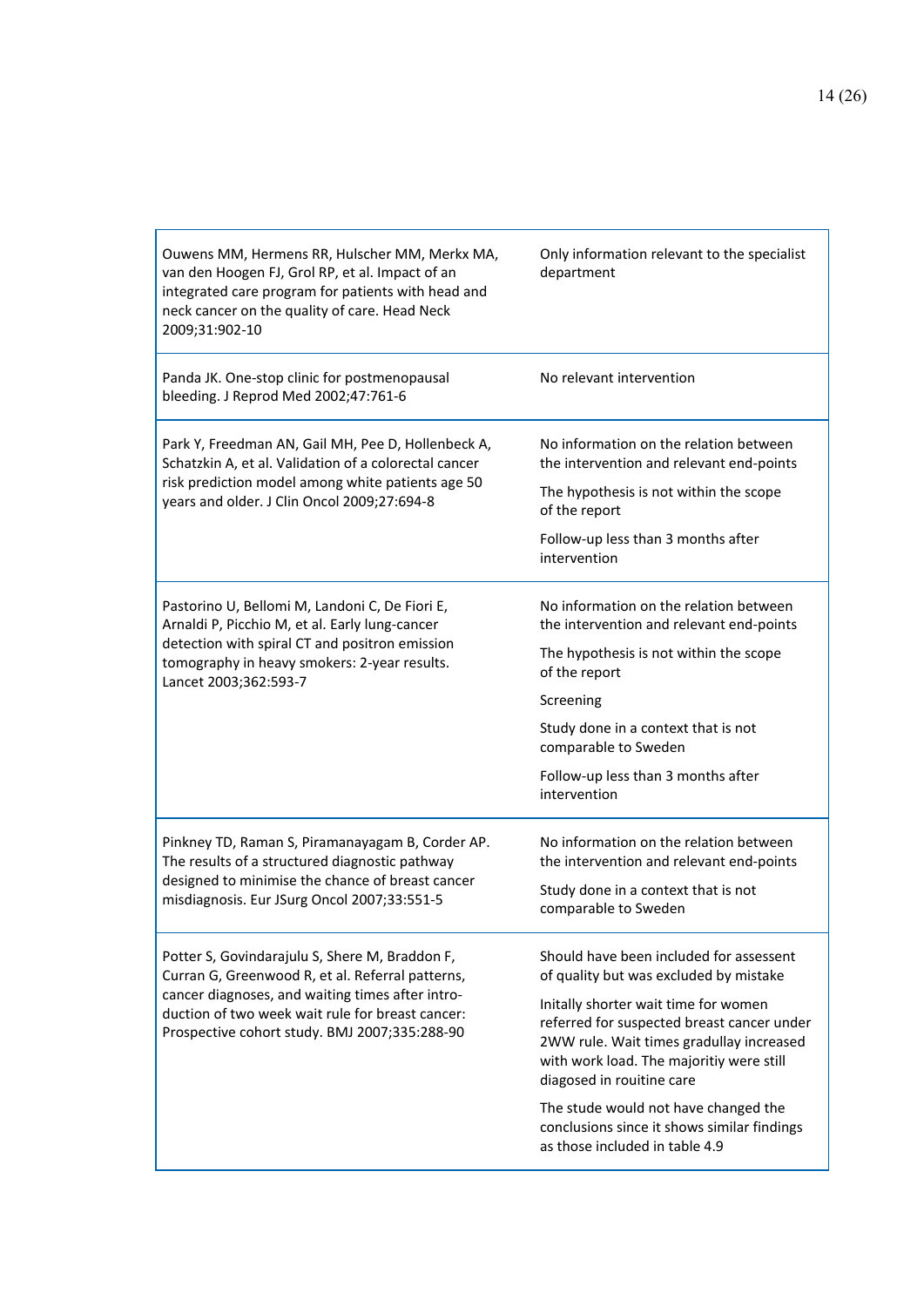| | |
|---|---|
| Ouwens MM, Hermens RR, Hulscher MM, Merkx MA, van den Hoogen FJ, Grol RP, et al. Impact of an integrated care program for patients with head and neck cancer on the quality of care. Head Neck 2009;31:902-10 | Only information relevant to the specialist department |
| Panda JK. One-stop clinic for postmenopausal bleeding. J Reprod Med 2002;47:761-6 | No relevant intervention |
| Park Y, Freedman AN, Gail MH, Pee D, Hollenbeck A, Schatzkin A, et al. Validation of a colorectal cancer risk prediction model among white patients age 50 years and older. J Clin Oncol 2009;27:694-8 | No information on the relation between the intervention and relevant end-points<br><br>The hypothesis is not within the scope of the report<br><br>Follow-up less than 3 months after intervention |
| Pastorino U, Bellomi M, Landoni C, De Fiori E, Arnaldi P, Picchio M, et al. Early lung-cancer detection with spiral CT and positron emission tomography in heavy smokers: 2-year results. Lancet 2003;362:593-7 | No information on the relation between the intervention and relevant end-points<br><br>The hypothesis is not within the scope of the report<br><br>Screening<br><br>Study done in a context that is not comparable to Sweden<br><br>Follow-up less than 3 months after intervention |
| Pinkney TD, Raman S, Piramanayagam B, Corder AP. The results of a structured diagnostic pathway designed to minimise the chance of breast cancer misdiagnosis. Eur JSurg Oncol 2007;33:551-5 | No information on the relation between the intervention and relevant end-points<br><br>Study done in a context that is not comparable to Sweden |
| Potter S, Govindarajulu S, Shere M, Braddon F, Curran G, Greenwood R, et al. Referral patterns, cancer diagnoses, and waiting times after introduction of two week wait rule for breast cancer: Prospective cohort study. BMJ 2007;335:288-90 | Should have been included for assessent of quality but was excluded by mistake<br><br>Initally shorter wait time for women referred for suspected breast cancer under 2WW rule. Wait times gradullay increased with work load. The majoritiy were still diagosed in rouitine care<br><br>The stude would not have changed the conclusions since it shows similar findings as those included in table 4.9 |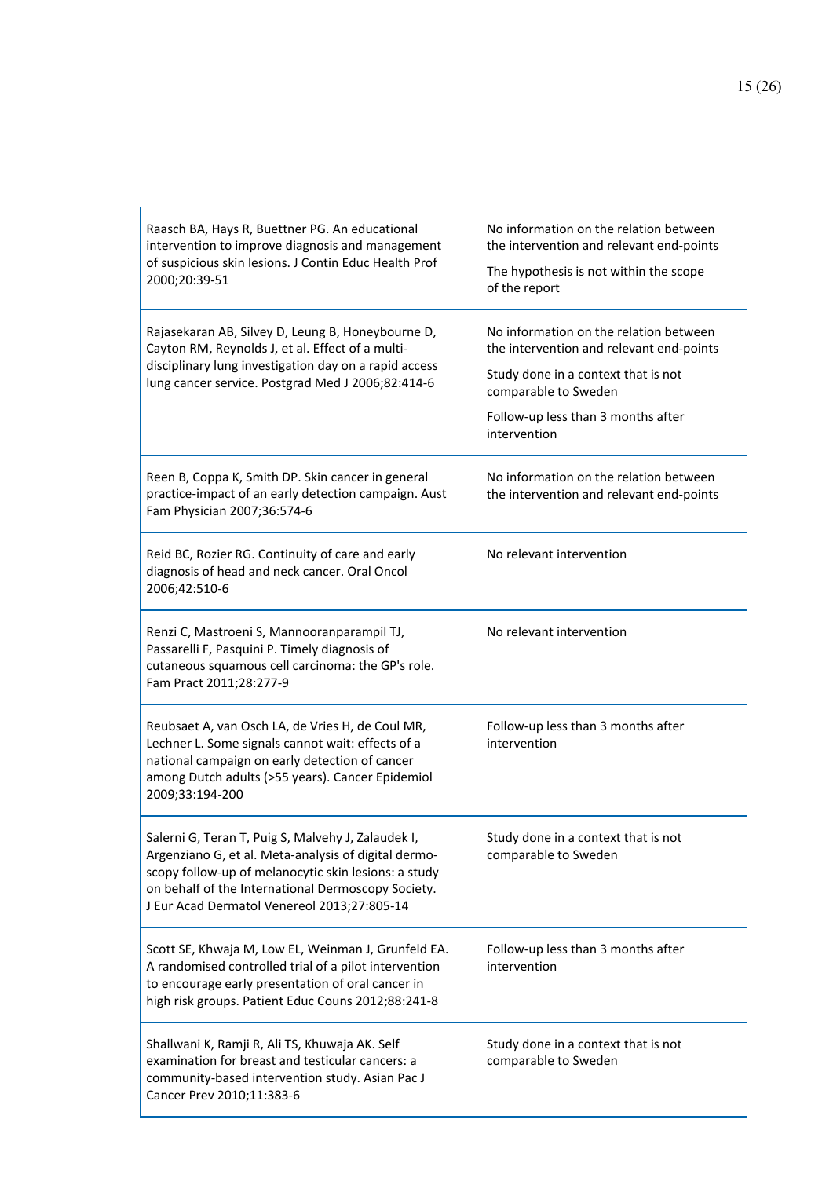| | |
|---|---|
| Raasch BA, Hays R, Buettner PG. An educational intervention to improve diagnosis and management of suspicious skin lesions. J Contin Educ Health Prof 2000;20:39-51 | No information on the relation between the intervention and relevant end-points<br><br>The hypothesis is not within the scope of the report |
| Rajasekaran AB, Silvey D, Leung B, Honeybourne D, Cayton RM, Reynolds J, et al. Effect of a multi-disciplinary lung investigation day on a rapid access lung cancer service. Postgrad Med J 2006;82:414-6 | No information on the relation between the intervention and relevant end-points<br><br>Study done in a context that is not comparable to Sweden<br><br>Follow-up less than 3 months after intervention |
| Reen B, Coppa K, Smith DP. Skin cancer in general practice-impact of an early detection campaign. Aust Fam Physician 2007;36:574-6 | No information on the relation between the intervention and relevant end-points |
| Reid BC, Rozier RG. Continuity of care and early diagnosis of head and neck cancer. Oral Oncol 2006;42:510-6 | No relevant intervention |
| Renzi C, Mastroeni S, Mannooranparampil TJ, Passarelli F, Pasquini P. Timely diagnosis of cutaneous squamous cell carcinoma: the GP's role. Fam Pract 2011;28:277-9 | No relevant intervention |
| Reubsaet A, van Osch LA, de Vries H, de Coul MR, Lechner L. Some signals cannot wait: effects of a national campaign on early detection of cancer among Dutch adults (>55 years). Cancer Epidemiol 2009;33:194-200 | Follow-up less than 3 months after intervention |
| Salerni G, Teran T, Puig S, Malvehy J, Zalaudek I, Argenziano G, et al. Meta-analysis of digital dermo-scopy follow-up of melanocytic skin lesions: a study on behalf of the International Dermoscopy Society. J Eur Acad Dermatol Venereol 2013;27:805-14 | Study done in a context that is not comparable to Sweden |
| Scott SE, Khwaja M, Low EL, Weinman J, Grunfeld EA. A randomised controlled trial of a pilot intervention to encourage early presentation of oral cancer in high risk groups. Patient Educ Couns 2012;88:241-8 | Follow-up less than 3 months after intervention |
| Shallwani K, Ramji R, Ali TS, Khuwaja AK. Self examination for breast and testicular cancers: a community-based intervention study. Asian Pac J Cancer Prev 2010;11:383-6 | Study done in a context that is not comparable to Sweden |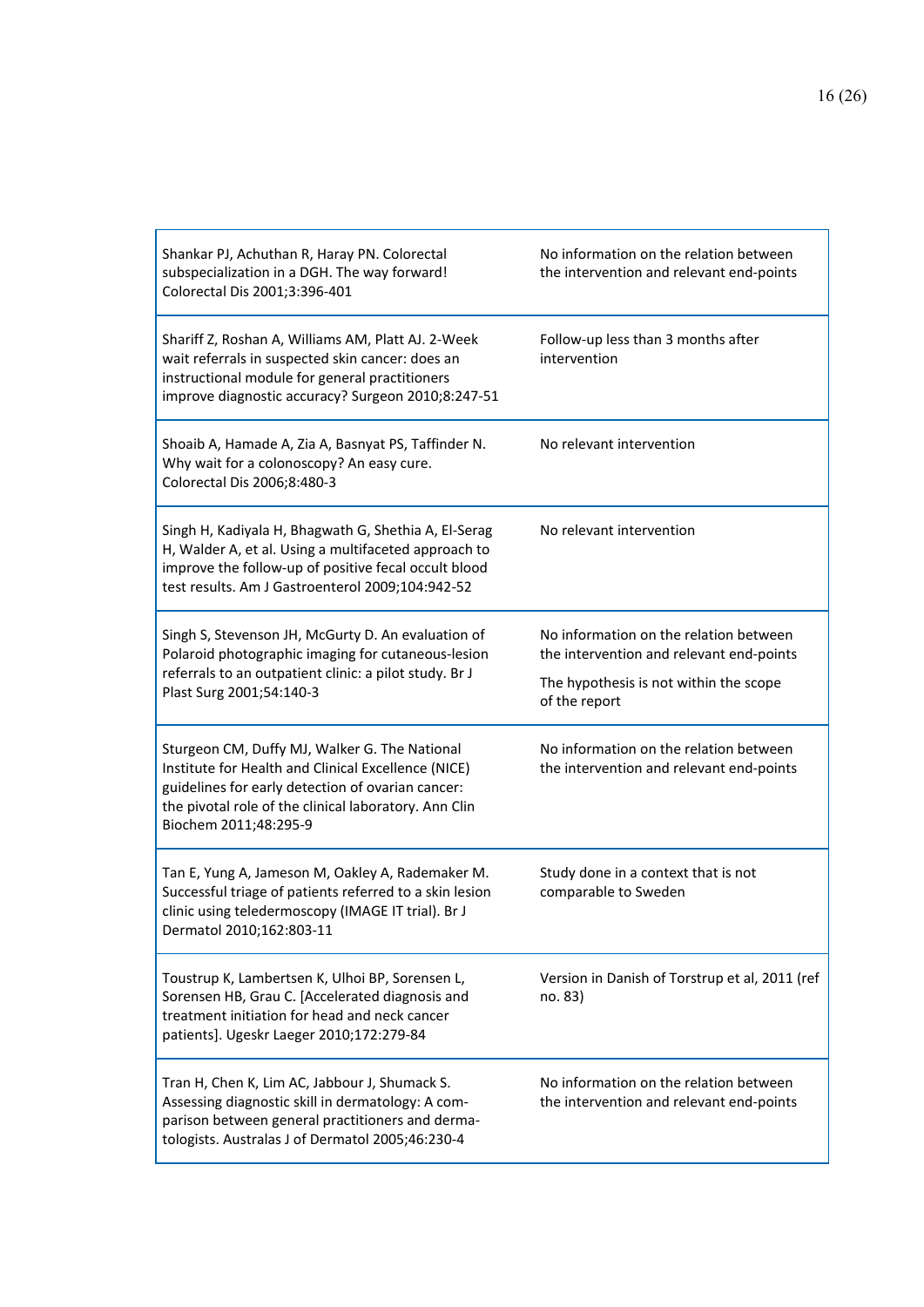| | |
|---|---|
| Shankar PJ, Achuthan R, Haray PN. Colorectal subspecialization in a DGH. The way forward! Colorectal Dis 2001;3:396-401 | No information on the relation between the intervention and relevant end-points |
| Shariff Z, Roshan A, Williams AM, Platt AJ. 2-Week wait referrals in suspected skin cancer: does an instructional module for general practitioners improve diagnostic accuracy? Surgeon 2010;8:247-51 | Follow-up less than 3 months after intervention |
| Shoaib A, Hamade A, Zia A, Basnyat PS, Taffinder N. Why wait for a colonoscopy? An easy cure. Colorectal Dis 2006;8:480-3 | No relevant intervention |
| Singh H, Kadiyala H, Bhagwath G, Shethia A, El-Serag H, Walder A, et al. Using a multifaceted approach to improve the follow-up of positive fecal occult blood test results. Am J Gastroenterol 2009;104:942-52 | No relevant intervention |
| Singh S, Stevenson JH, McGurty D. An evaluation of Polaroid photographic imaging for cutaneous-lesion referrals to an outpatient clinic: a pilot study. Br J Plast Surg 2001;54:140-3 | No information on the relation between the intervention and relevant end-points<br><br>The hypothesis is not within the scope of the report |
| Sturgeon CM, Duffy MJ, Walker G. The National Institute for Health and Clinical Excellence (NICE) guidelines for early detection of ovarian cancer: the pivotal role of the clinical laboratory. Ann Clin Biochem 2011;48:295-9 | No information on the relation between the intervention and relevant end-points |
| Tan E, Yung A, Jameson M, Oakley A, Rademaker M. Successful triage of patients referred to a skin lesion clinic using teledermoscopy (IMAGE IT trial). Br J Dermatol 2010;162:803-11 | Study done in a context that is not comparable to Sweden |
| Toustrup K, Lambertsen K, Ulhoi BP, Sorensen L, Sorensen HB, Grau C. [Accelerated diagnosis and treatment initiation for head and neck cancer patients]. Ugeskr Laeger 2010;172:279-84 | Version in Danish of Torstrup et al, 2011 (ref no. 83) |
| Tran H, Chen K, Lim AC, Jabbour J, Shumack S. Assessing diagnostic skill in dermatology: A comparison between general practitioners and dermatologists. Australas J of Dermatol 2005;46:230-4 | No information on the relation between the intervention and relevant end-points |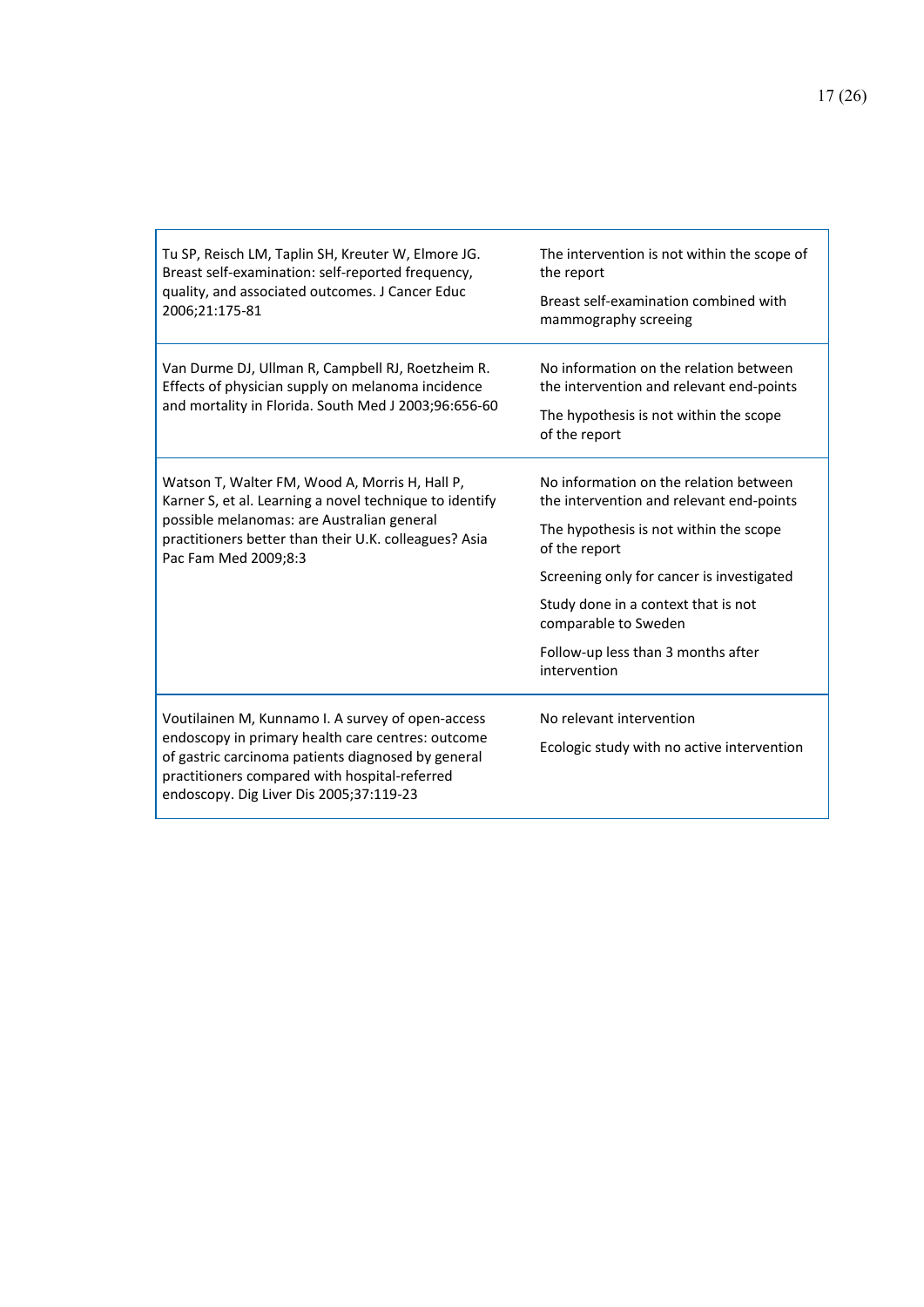| | |
|---|---|
| Tu SP, Reisch LM, Taplin SH, Kreuter W, Elmore JG. Breast self-examination: self-reported frequency, quality, and associated outcomes. J Cancer Educ 2006;21:175-81 | The intervention is not within the scope of the report<br><br>Breast self-examination combined with mammography screeing |
| Van Durme DJ, Ullman R, Campbell RJ, Roetzheim R. Effects of physician supply on melanoma incidence and mortality in Florida. South Med J 2003;96:656-60 | No information on the relation between the intervention and relevant end-points<br><br>The hypothesis is not within the scope of the report |
| Watson T, Walter FM, Wood A, Morris H, Hall P, Karner S, et al. Learning a novel technique to identify possible melanomas: are Australian general practitioners better than their U.K. colleagues? Asia Pac Fam Med 2009;8:3 | No information on the relation between the intervention and relevant end-points<br><br>The hypothesis is not within the scope of the report<br><br>Screening only for cancer is investigated<br><br>Study done in a context that is not comparable to Sweden<br><br>Follow-up less than 3 months after intervention |
| Voutilainen M, Kunnamo I. A survey of open-access endoscopy in primary health care centres: outcome of gastric carcinoma patients diagnosed by general practitioners compared with hospital-referred endoscopy. Dig Liver Dis 2005;37:119-23 | No relevant intervention<br><br>Ecologic study with no active intervention |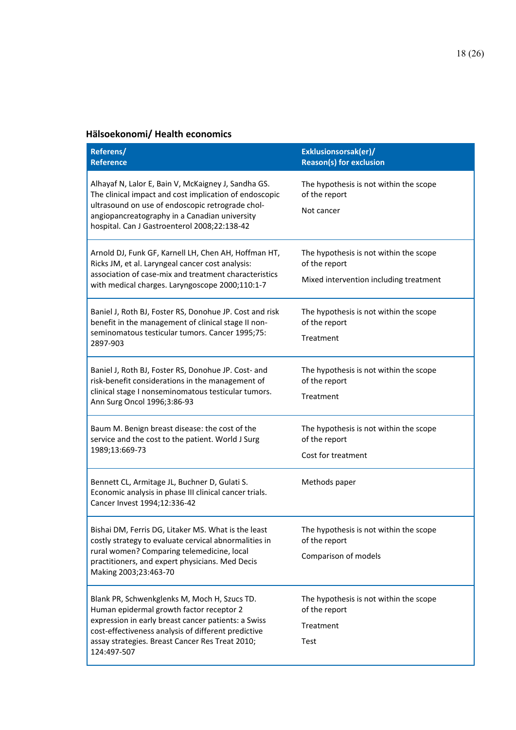### Hälsoekonomi/ Health economics

| Referens/ Reference | Exklusionsorsak(er)/ Reason(s) for exclusion |
|---|---|
| Alhayaf N, Lalor E, Bain V, McKaigney J, Sandha GS. The clinical impact and cost implication of endoscopic ultrasound on use of endoscopic retrograde chol-angiopancreatography in a Canadian university hospital. Can J Gastroenterol 2008;22:138-42 | The hypothesis is not within the scope of the report<br>Not cancer |
| Arnold DJ, Funk GF, Karnell LH, Chen AH, Hoffman HT, Ricks JM, et al. Laryngeal cancer cost analysis: association of case-mix and treatment characteristics with medical charges. Laryngoscope 2000;110:1-7 | The hypothesis is not within the scope of the report<br>Mixed intervention including treatment |
| Baniel J, Roth BJ, Foster RS, Donohue JP. Cost and risk benefit in the management of clinical stage II non-seminomatous testicular tumors. Cancer 1995;75: 2897-903 | The hypothesis is not within the scope of the report<br>Treatment |
| Baniel J, Roth BJ, Foster RS, Donohue JP. Cost- and risk-benefit considerations in the management of clinical stage I nonseminomatous testicular tumors. Ann Surg Oncol 1996;3:86-93 | The hypothesis is not within the scope of the report<br>Treatment |
| Baum M. Benign breast disease: the cost of the service and the cost to the patient. World J Surg 1989;13:669-73 | The hypothesis is not within the scope of the report<br>Cost for treatment |
| Bennett CL, Armitage JL, Buchner D, Gulati S. Economic analysis in phase III clinical cancer trials. Cancer Invest 1994;12:336-42 | Methods paper |
| Bishai DM, Ferris DG, Litaker MS. What is the least costly strategy to evaluate cervical abnormalities in rural women? Comparing telemedicine, local practitioners, and expert physicians. Med Decis Making 2003;23:463-70 | The hypothesis is not within the scope of the report<br>Comparison of models |
| Blank PR, Schwenkglenks M, Moch H, Szucs TD. Human epidermal growth factor receptor 2 expression in early breast cancer patients: a Swiss cost-effectiveness analysis of different predictive assay strategies. Breast Cancer Res Treat 2010; 124:497-507 | The hypothesis is not within the scope of the report<br>Treatment<br>Test |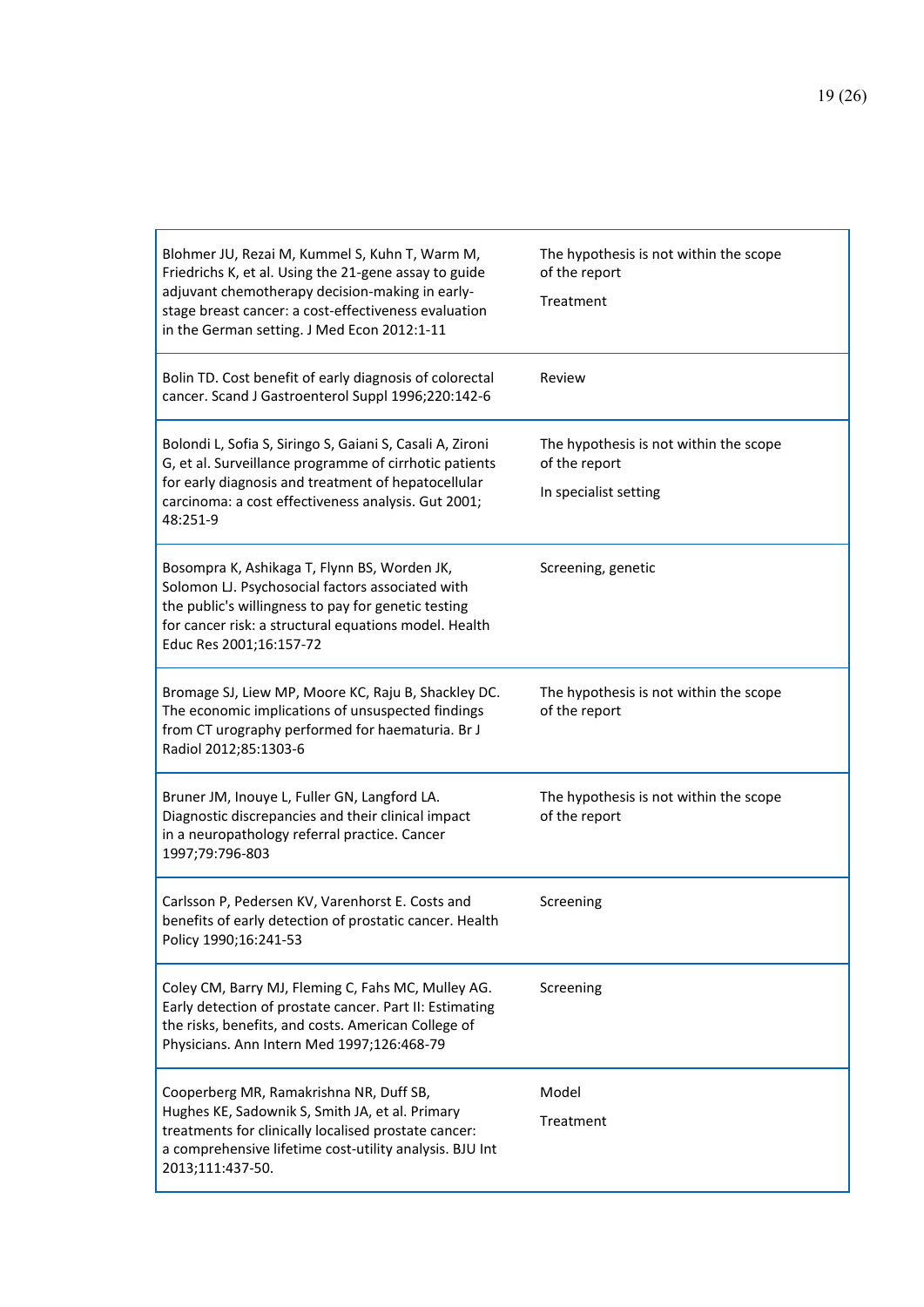| | |
|---|---|
| Blohmer JU, Rezai M, Kummel S, Kuhn T, Warm M, Friedrichs K, et al. Using the 21-gene assay to guide adjuvant chemotherapy decision-making in early-stage breast cancer: a cost-effectiveness evaluation in the German setting. J Med Econ 2012:1-11 | The hypothesis is not within the scope of the report<br><br>Treatment |
| Bolin TD. Cost benefit of early diagnosis of colorectal cancer. Scand J Gastroenterol Suppl 1996;220:142-6 | Review |
| Bolondi L, Sofia S, Siringo S, Gaiani S, Casali A, Zironi G, et al. Surveillance programme of cirrhotic patients for early diagnosis and treatment of hepatocellular carcinoma: a cost effectiveness analysis. Gut 2001; 48:251-9 | The hypothesis is not within the scope of the report<br><br>In specialist setting |
| Bosompra K, Ashikaga T, Flynn BS, Worden JK, Solomon LJ. Psychosocial factors associated with the public's willingness to pay for genetic testing for cancer risk: a structural equations model. Health Educ Res 2001;16:157-72 | Screening, genetic |
| Bromage SJ, Liew MP, Moore KC, Raju B, Shackley DC. The economic implications of unsuspected findings from CT urography performed for haematuria. Br J Radiol 2012;85:1303-6 | The hypothesis is not within the scope of the report |
| Bruner JM, Inouye L, Fuller GN, Langford LA. Diagnostic discrepancies and their clinical impact in a neuropathology referral practice. Cancer 1997;79:796-803 | The hypothesis is not within the scope of the report |
| Carlsson P, Pedersen KV, Varenhorst E. Costs and benefits of early detection of prostatic cancer. Health Policy 1990;16:241-53 | Screening |
| Coley CM, Barry MJ, Fleming C, Fahs MC, Mulley AG. Early detection of prostate cancer. Part II: Estimating the risks, benefits, and costs. American College of Physicians. Ann Intern Med 1997;126:468-79 | Screening |
| Cooperberg MR, Ramakrishna NR, Duff SB, Hughes KE, Sadownik S, Smith JA, et al. Primary treatments for clinically localised prostate cancer: a comprehensive lifetime cost-utility analysis. BJU Int 2013;111:437-50. | Model<br><br>Treatment |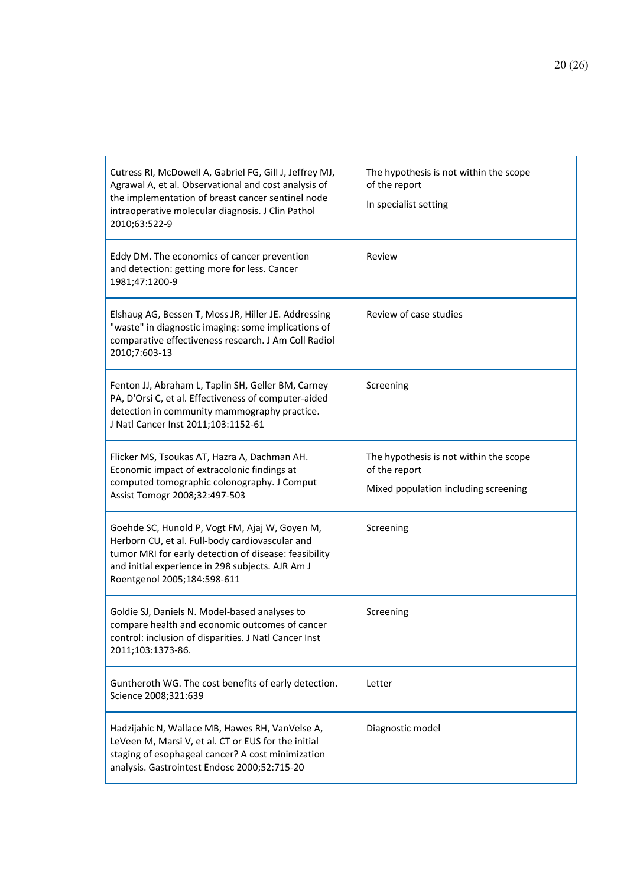| | |
|---|---|
| Cutress RI, McDowell A, Gabriel FG, Gill J, Jeffrey MJ, Agrawal A, et al. Observational and cost analysis of the implementation of breast cancer sentinel node intraoperative molecular diagnosis. J Clin Pathol 2010;63:522-9 | The hypothesis is not within the scope of the report<br>In specialist setting |
| Eddy DM. The economics of cancer prevention and detection: getting more for less. Cancer 1981;47:1200-9 | Review |
| Elshaug AG, Bessen T, Moss JR, Hiller JE. Addressing "waste" in diagnostic imaging: some implications of comparative effectiveness research. J Am Coll Radiol 2010;7:603-13 | Review of case studies |
| Fenton JJ, Abraham L, Taplin SH, Geller BM, Carney PA, D'Orsi C, et al. Effectiveness of computer-aided detection in community mammography practice. J Natl Cancer Inst 2011;103:1152-61 | Screening |
| Flicker MS, Tsoukas AT, Hazra A, Dachman AH. Economic impact of extracolonic findings at computed tomographic colonography. J Comput Assist Tomogr 2008;32:497-503 | The hypothesis is not within the scope of the report<br>Mixed population including screening |
| Goehde SC, Hunold P, Vogt FM, Ajaj W, Goyen M, Herborn CU, et al. Full-body cardiovascular and tumor MRI for early detection of disease: feasibility and initial experience in 298 subjects. AJR Am J Roentgenol 2005;184:598-611 | Screening |
| Goldie SJ, Daniels N. Model-based analyses to compare health and economic outcomes of cancer control: inclusion of disparities. J Natl Cancer Inst 2011;103:1373-86. | Screening |
| Guntheroth WG. The cost benefits of early detection. Science 2008;321:639 | Letter |
| Hadzijahic N, Wallace MB, Hawes RH, VanVelse A, LeVeen M, Marsi V, et al. CT or EUS for the initial staging of esophageal cancer? A cost minimization analysis. Gastrointest Endosc 2000;52:715-20 | Diagnostic model |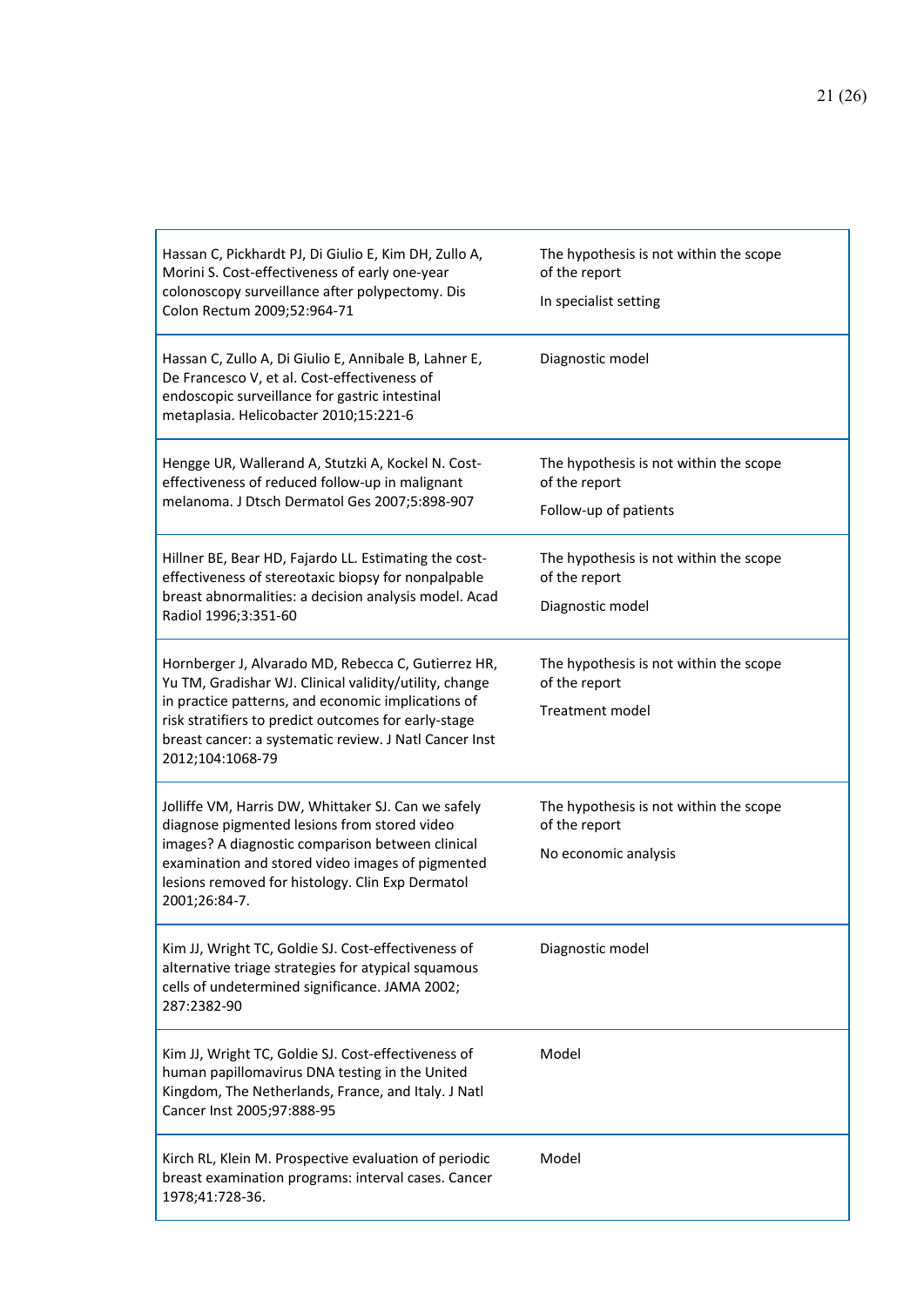| | |
|---|---|
| Hassan C, Pickhardt PJ, Di Giulio E, Kim DH, Zullo A, Morini S. Cost-effectiveness of early one-year colonoscopy surveillance after polypectomy. Dis Colon Rectum 2009;52:964-71 | The hypothesis is not within the scope of the report<br><br>In specialist setting |
| Hassan C, Zullo A, Di Giulio E, Annibale B, Lahner E, De Francesco V, et al. Cost-effectiveness of endoscopic surveillance for gastric intestinal metaplasia. Helicobacter 2010;15:221-6 | Diagnostic model |
| Hengge UR, Wallerand A, Stutzki A, Kockel N. Cost-effectiveness of reduced follow-up in malignant melanoma. J Dtsch Dermatol Ges 2007;5:898-907 | The hypothesis is not within the scope of the report<br><br>Follow-up of patients |
| Hillner BE, Bear HD, Fajardo LL. Estimating the cost-effectiveness of stereotaxic biopsy for nonpalpable breast abnormalities: a decision analysis model. Acad Radiol 1996;3:351-60 | The hypothesis is not within the scope of the report<br><br>Diagnostic model |
| Hornberger J, Alvarado MD, Rebecca C, Gutierrez HR, Yu TM, Gradishar WJ. Clinical validity/utility, change in practice patterns, and economic implications of risk stratifiers to predict outcomes for early-stage breast cancer: a systematic review. J Natl Cancer Inst 2012;104:1068-79 | The hypothesis is not within the scope of the report<br><br>Treatment model |
| Jolliffe VM, Harris DW, Whittaker SJ. Can we safely diagnose pigmented lesions from stored video images? A diagnostic comparison between clinical examination and stored video images of pigmented lesions removed for histology. Clin Exp Dermatol 2001;26:84-7. | The hypothesis is not within the scope of the report<br><br>No economic analysis |
| Kim JJ, Wright TC, Goldie SJ. Cost-effectiveness of alternative triage strategies for atypical squamous cells of undetermined significance. JAMA 2002; 287:2382-90 | Diagnostic model |
| Kim JJ, Wright TC, Goldie SJ. Cost-effectiveness of human papillomavirus DNA testing in the United Kingdom, The Netherlands, France, and Italy. J Natl Cancer Inst 2005;97:888-95 | Model |
| Kirch RL, Klein M. Prospective evaluation of periodic breast examination programs: interval cases. Cancer 1978;41:728-36. | Model |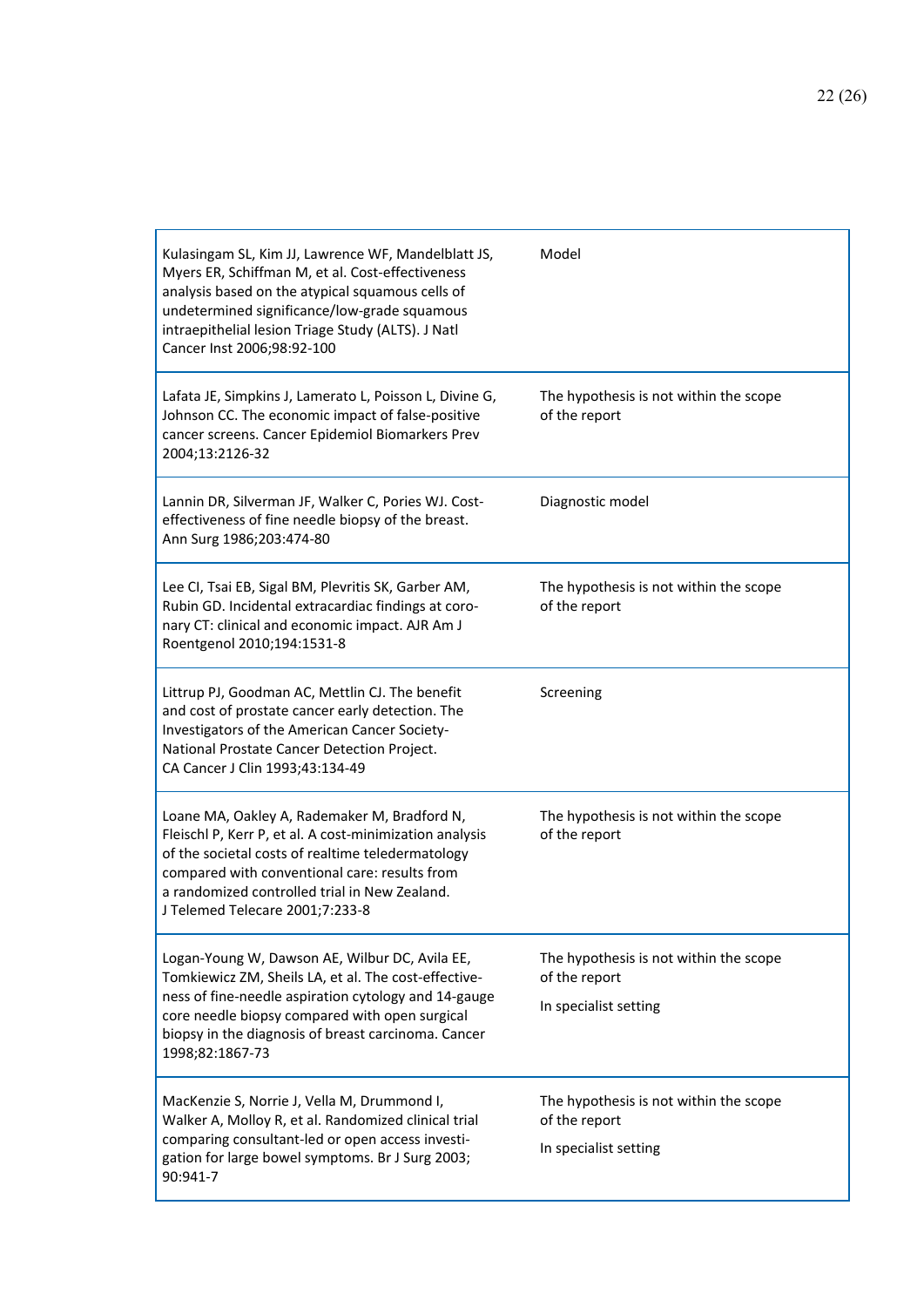| | |
|---|---|
| Kulasingam SL, Kim JJ, Lawrence WF, Mandelblatt JS, Myers ER, Schiffman M, et al. Cost-effectiveness analysis based on the atypical squamous cells of undetermined significance/low-grade squamous intraepithelial lesion Triage Study (ALTS). J Natl Cancer Inst 2006;98:92-100 | Model |
| Lafata JE, Simpkins J, Lamerato L, Poisson L, Divine G, Johnson CC. The economic impact of false-positive cancer screens. Cancer Epidemiol Biomarkers Prev 2004;13:2126-32 | The hypothesis is not within the scope of the report |
| Lannin DR, Silverman JF, Walker C, Pories WJ. Cost-effectiveness of fine needle biopsy of the breast. Ann Surg 1986;203:474-80 | Diagnostic model |
| Lee CI, Tsai EB, Sigal BM, Plevritis SK, Garber AM, Rubin GD. Incidental extracardiac findings at coronary CT: clinical and economic impact. AJR Am J Roentgenol 2010;194:1531-8 | The hypothesis is not within the scope of the report |
| Littrup PJ, Goodman AC, Mettlin CJ. The benefit and cost of prostate cancer early detection. The Investigators of the American Cancer Society-National Prostate Cancer Detection Project. CA Cancer J Clin 1993;43:134-49 | Screening |
| Loane MA, Oakley A, Rademaker M, Bradford N, Fleischl P, Kerr P, et al. A cost-minimization analysis of the societal costs of realtime teledermatology compared with conventional care: results from a randomized controlled trial in New Zealand. J Telemed Telecare 2001;7:233-8 | The hypothesis is not within the scope of the report |
| Logan-Young W, Dawson AE, Wilbur DC, Avila EE, Tomkiewicz ZM, Sheils LA, et al. The cost-effectiveness of fine-needle aspiration cytology and 14-gauge core needle biopsy compared with open surgical biopsy in the diagnosis of breast carcinoma. Cancer 1998;82:1867-73 | The hypothesis is not within the scope of the report<br><br>In specialist setting |
| MacKenzie S, Norrie J, Vella M, Drummond I, Walker A, Molloy R, et al. Randomized clinical trial comparing consultant-led or open access investigation for large bowel symptoms. Br J Surg 2003; 90:941-7 | The hypothesis is not within the scope of the report<br><br>In specialist setting |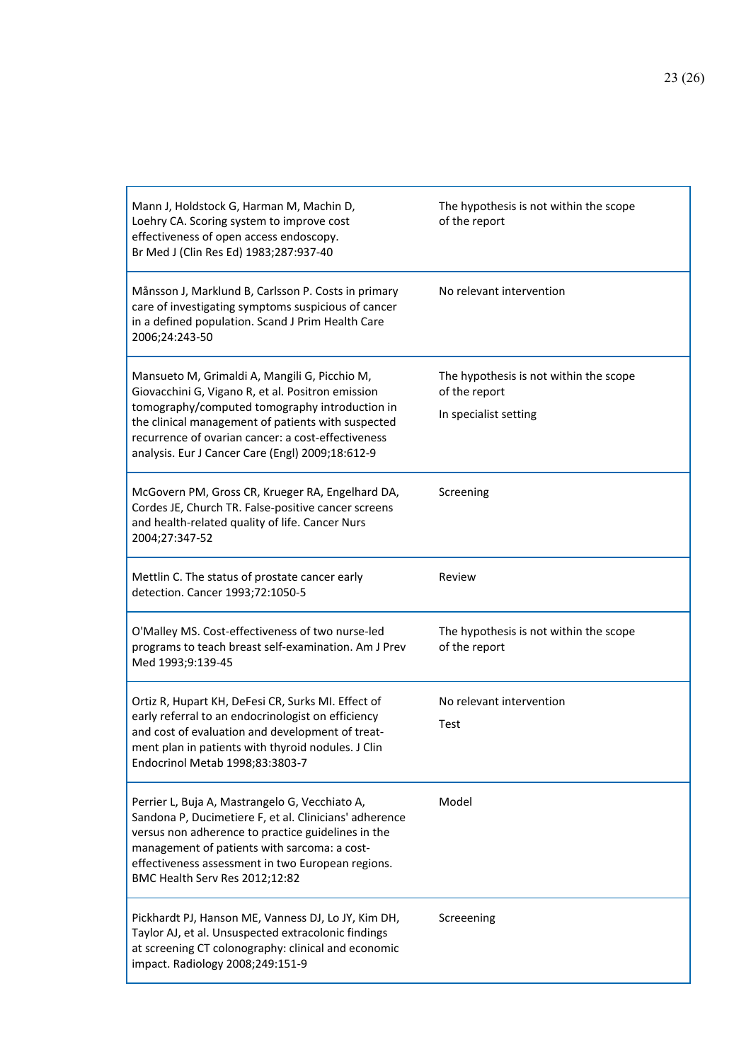| | |
|---|---|
| Mann J, Holdstock G, Harman M, Machin D, Loehry CA. Scoring system to improve cost effectiveness of open access endoscopy. Br Med J (Clin Res Ed) 1983;287:937-40 | The hypothesis is not within the scope of the report |
| Månsson J, Marklund B, Carlsson P. Costs in primary care of investigating symptoms suspicious of cancer in a defined population. Scand J Prim Health Care 2006;24:243-50 | No relevant intervention |
| Mansueto M, Grimaldi A, Mangili G, Picchio M, Giovacchini G, Vigano R, et al. Positron emission tomography/computed tomography introduction in the clinical management of patients with suspected recurrence of ovarian cancer: a cost-effectiveness analysis. Eur J Cancer Care (Engl) 2009;18:612-9 | The hypothesis is not within the scope of the report<br>In specialist setting |
| McGovern PM, Gross CR, Krueger RA, Engelhard DA, Cordes JE, Church TR. False-positive cancer screens and health-related quality of life. Cancer Nurs 2004;27:347-52 | Screening |
| Mettlin C. The status of prostate cancer early detection. Cancer 1993;72:1050-5 | Review |
| O'Malley MS. Cost-effectiveness of two nurse-led programs to teach breast self-examination. Am J Prev Med 1993;9:139-45 | The hypothesis is not within the scope of the report |
| Ortiz R, Hupart KH, DeFesi CR, Surks MI. Effect of early referral to an endocrinologist on efficiency and cost of evaluation and development of treatment plan in patients with thyroid nodules. J Clin Endocrinol Metab 1998;83:3803-7 | No relevant intervention<br>Test |
| Perrier L, Buja A, Mastrangelo G, Vecchiato A, Sandona P, Ducimetiere F, et al. Clinicians' adherence versus non adherence to practice guidelines in the management of patients with sarcoma: a cost-effectiveness assessment in two European regions. BMC Health Serv Res 2012;12:82 | Model |
| Pickhardt PJ, Hanson ME, Vanness DJ, Lo JY, Kim DH, Taylor AJ, et al. Unsuspected extracolonic findings at screening CT colonography: clinical and economic impact. Radiology 2008;249:151-9 | Screeening |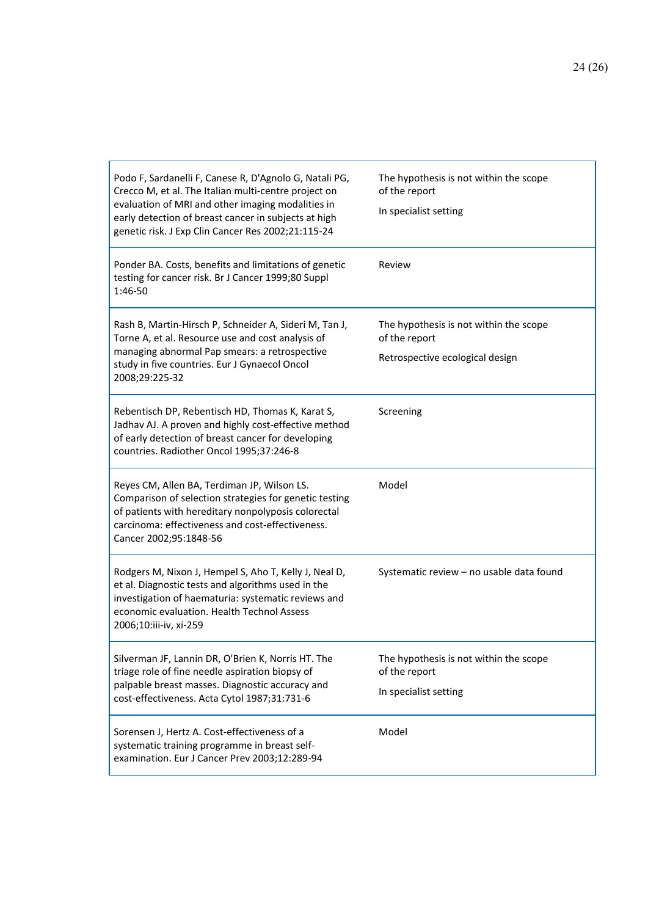| | |
|---|---|
| Podo F, Sardanelli F, Canese R, D'Agnolo G, Natali PG, Crecco M, et al. The Italian multi-centre project on evaluation of MRI and other imaging modalities in early detection of breast cancer in subjects at high genetic risk. J Exp Clin Cancer Res 2002;21:115-24 | The hypothesis is not within the scope of the report<br>In specialist setting |
| Ponder BA. Costs, benefits and limitations of genetic testing for cancer risk. Br J Cancer 1999;80 Suppl 1:46-50 | Review |
| Rash B, Martin-Hirsch P, Schneider A, Sideri M, Tan J, Torne A, et al. Resource use and cost analysis of managing abnormal Pap smears: a retrospective study in five countries. Eur J Gynaecol Oncol 2008;29:225-32 | The hypothesis is not within the scope of the report<br>Retrospective ecological design |
| Rebentisch DP, Rebentisch HD, Thomas K, Karat S, Jadhav AJ. A proven and highly cost-effective method of early detection of breast cancer for developing countries. Radiother Oncol 1995;37:246-8 | Screening |
| Reyes CM, Allen BA, Terdiman JP, Wilson LS. Comparison of selection strategies for genetic testing of patients with hereditary nonpolyposis colorectal carcinoma: effectiveness and cost-effectiveness. Cancer 2002;95:1848-56 | Model |
| Rodgers M, Nixon J, Hempel S, Aho T, Kelly J, Neal D, et al. Diagnostic tests and algorithms used in the investigation of haematuria: systematic reviews and economic evaluation. Health Technol Assess 2006;10:iii-iv, xi-259 | Systematic review – no usable data found |
| Silverman JF, Lannin DR, O'Brien K, Norris HT. The triage role of fine needle aspiration biopsy of palpable breast masses. Diagnostic accuracy and cost-effectiveness. Acta Cytol 1987;31:731-6 | The hypothesis is not within the scope of the report<br>In specialist setting |
| Sorensen J, Hertz A. Cost-effectiveness of a systematic training programme in breast self-examination. Eur J Cancer Prev 2003;12:289-94 | Model |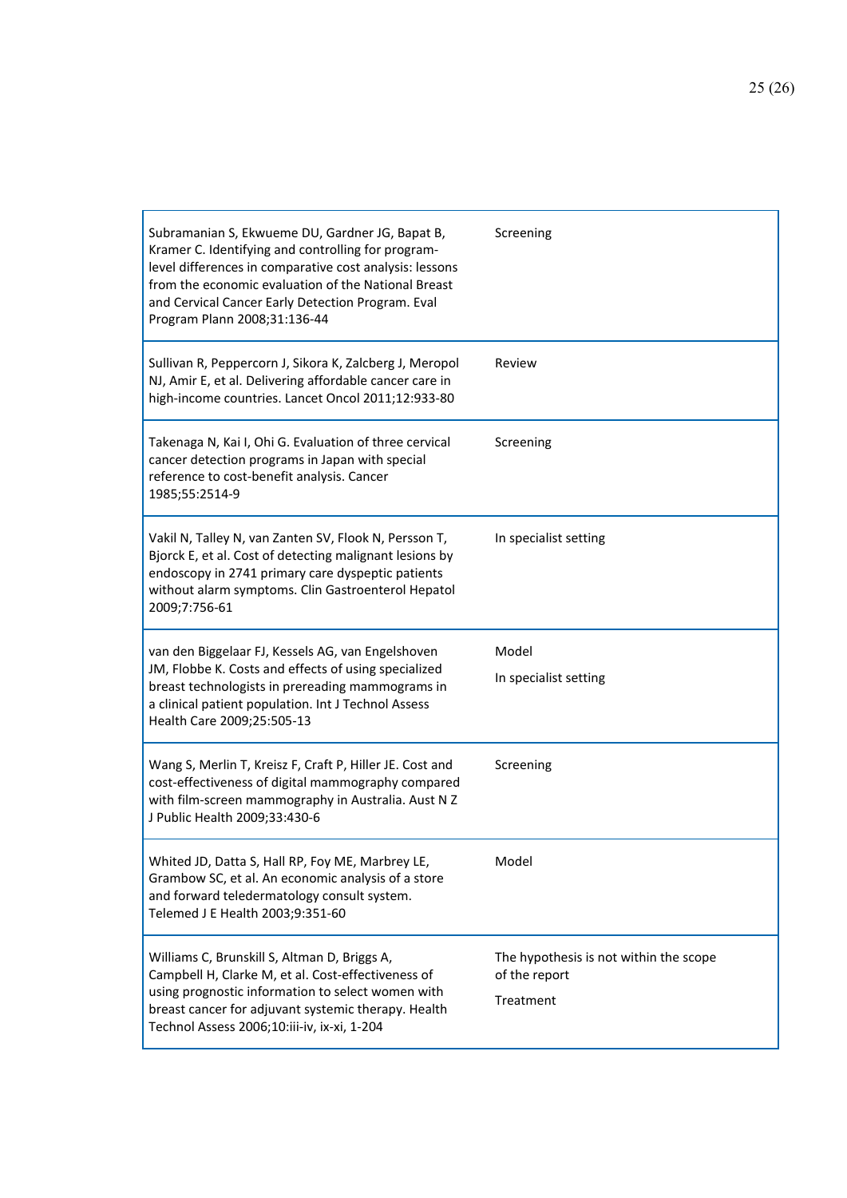| | |
|---|---|
| Subramanian S, Ekwueme DU, Gardner JG, Bapat B, Kramer C. Identifying and controlling for program-level differences in comparative cost analysis: lessons from the economic evaluation of the National Breast and Cervical Cancer Early Detection Program. Eval Program Plann 2008;31:136-44 | Screening |
| Sullivan R, Peppercorn J, Sikora K, Zalcberg J, Meropol NJ, Amir E, et al. Delivering affordable cancer care in high-income countries. Lancet Oncol 2011;12:933-80 | Review |
| Takenaga N, Kai I, Ohi G. Evaluation of three cervical cancer detection programs in Japan with special reference to cost-benefit analysis. Cancer 1985;55:2514-9 | Screening |
| Vakil N, Talley N, van Zanten SV, Flook N, Persson T, Bjorck E, et al. Cost of detecting malignant lesions by endoscopy in 2741 primary care dyspeptic patients without alarm symptoms. Clin Gastroenterol Hepatol 2009;7:756-61 | In specialist setting |
| van den Biggelaar FJ, Kessels AG, van Engelshoven JM, Flobbe K. Costs and effects of using specialized breast technologists in prereading mammograms in a clinical patient population. Int J Technol Assess Health Care 2009;25:505-13 | Model<br>In specialist setting |
| Wang S, Merlin T, Kreisz F, Craft P, Hiller JE. Cost and cost-effectiveness of digital mammography compared with film-screen mammography in Australia. Aust N Z J Public Health 2009;33:430-6 | Screening |
| Whited JD, Datta S, Hall RP, Foy ME, Marbrey LE, Grambow SC, et al. An economic analysis of a store and forward teledermatology consult system. Telemed J E Health 2003;9:351-60 | Model |
| Williams C, Brunskill S, Altman D, Briggs A, Campbell H, Clarke M, et al. Cost-effectiveness of using prognostic information to select women with breast cancer for adjuvant systemic therapy. Health Technol Assess 2006;10:iii-iv, ix-xi, 1-204 | The hypothesis is not within the scope of the report<br>Treatment |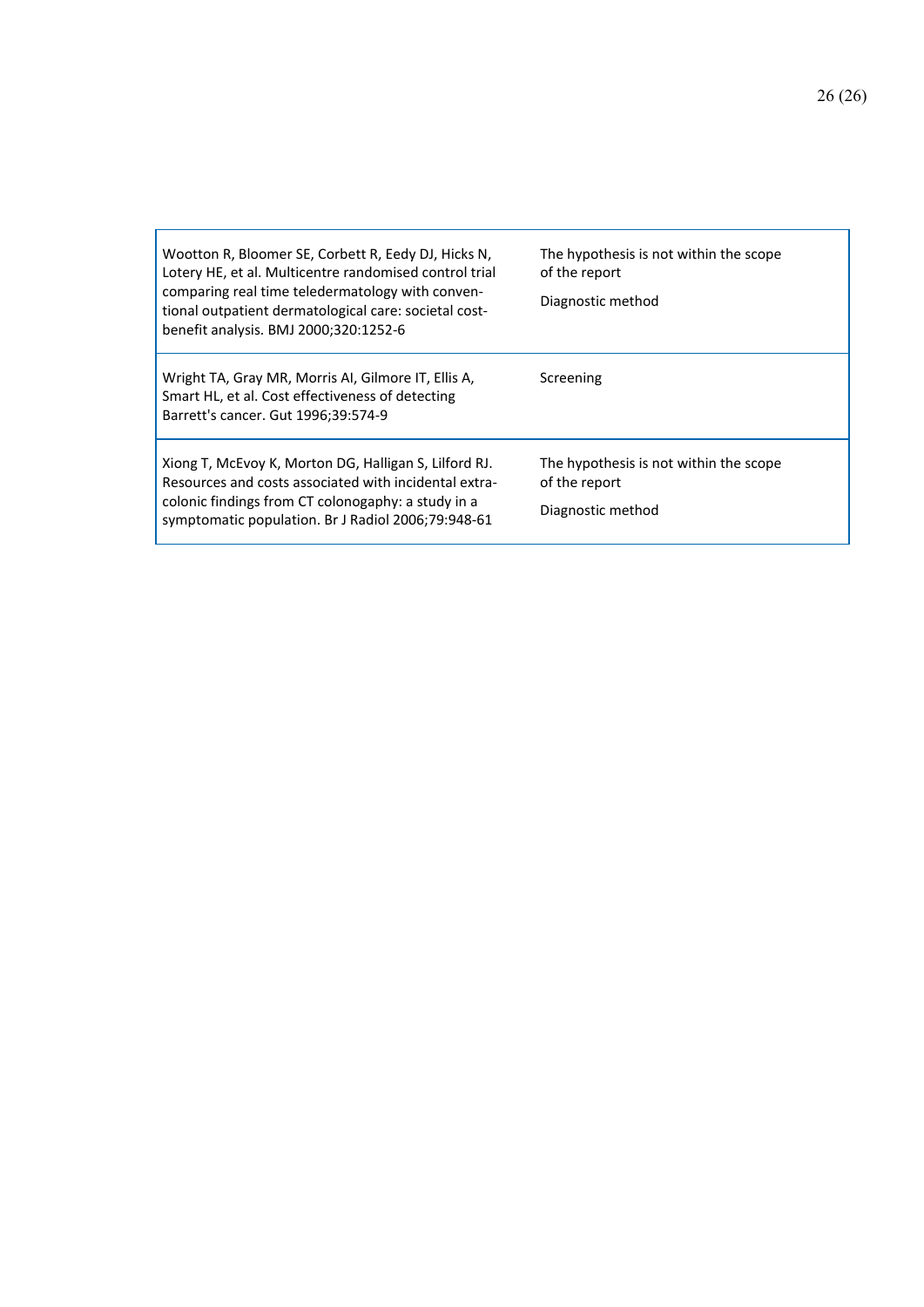| | |
|---|---|
| Wootton R, Bloomer SE, Corbett R, Eedy DJ, Hicks N, Lotery HE, et al. Multicentre randomised control trial comparing real time teledermatology with conventional outpatient dermatological care: societal cost-benefit analysis. BMJ 2000;320:1252-6 | The hypothesis is not within the scope of the report<br><br>Diagnostic method |
| Wright TA, Gray MR, Morris AI, Gilmore IT, Ellis A, Smart HL, et al. Cost effectiveness of detecting Barrett's cancer. Gut 1996;39:574-9 | Screening |
| Xiong T, McEvoy K, Morton DG, Halligan S, Lilford RJ. Resources and costs associated with incidental extra-colonic findings from CT colonogaphy: a study in a symptomatic population. Br J Radiol 2006;79:948-61 | The hypothesis is not within the scope of the report<br><br>Diagnostic method |